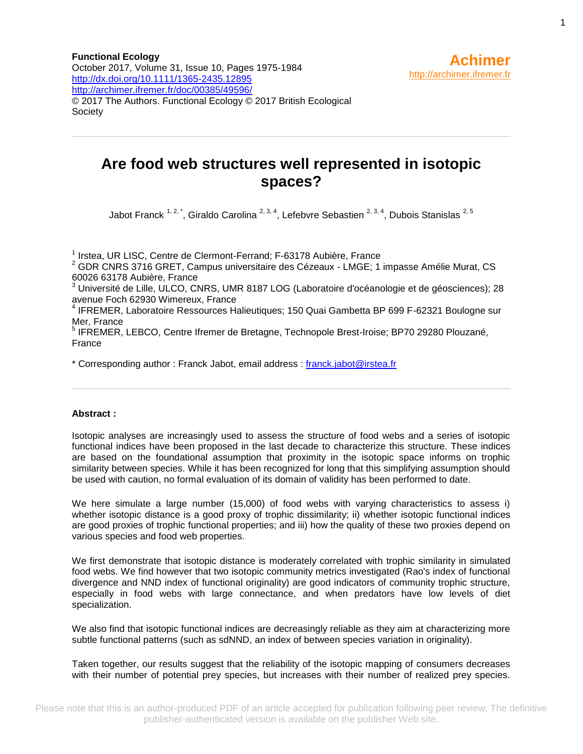**Functional Ecology**
October 2017, Volume 31, Issue 10, Pages 1975-1984
http://dx.doi.org/10.1111/1365-2435.12895
http://archimer.ifremer.fr/doc/00385/49596/
© 2017 The Authors. Functional Ecology © 2017 British Ecological Society

**Achimer**
http://archimer.ifremer.fr

---

# Are food web structures well represented in isotopic spaces?

Jabot Franck [1,2,*], Giraldo Carolina [2,3,4], Lefebvre Sebastien [2,3,4], Dubois Stanislas [2,5]

[1] Irstea, UR LISC, Centre de Clermont-Ferrand; F-63178 Aubière, France
[2] GDR CNRS 3716 GRET, Campus universitaire des Cézeaux - LMGE; 1 impasse Amélie Murat, CS 60026 63178 Aubière, France
[3] Université de Lille, ULCO, CNRS, UMR 8187 LOG (Laboratoire d'océanologie et de géosciences); 28 avenue Foch 62930 Wimereux, France
[4] IFREMER, Laboratoire Ressources Halieutiques; 150 Quai Gambetta BP 699 F-62321 Boulogne sur Mer, France
[5] IFREMER, LEBCO, Centre Ifremer de Bretagne, Technopole Brest-Iroise; BP70 29280 Plouzané, France

\* Corresponding author : Franck Jabot, email address : franck.jabot@irstea.fr

---

**Abstract :**

Isotopic analyses are increasingly used to assess the structure of food webs and a series of isotopic functional indices have been proposed in the last decade to characterize this structure. These indices are based on the foundational assumption that proximity in the isotopic space informs on trophic similarity between species. While it has been recognized for long that this simplifying assumption should be used with caution, no formal evaluation of its domain of validity has been performed to date.

We here simulate a large number (15,000) of food webs with varying characteristics to assess i) whether isotopic distance is a good proxy of trophic dissimilarity; ii) whether isotopic functional indices are good proxies of trophic functional properties; and iii) how the quality of these two proxies depend on various species and food web properties.

We first demonstrate that isotopic distance is moderately correlated with trophic similarity in simulated food webs. We find however that two isotopic community metrics investigated (Rao's index of functional divergence and NND index of functional originality) are good indicators of community trophic structure, especially in food webs with large connectance, and when predators have low levels of diet specialization.

We also find that isotopic functional indices are decreasingly reliable as they aim at characterizing more subtle functional patterns (such as sdNND, an index of between species variation in originality).

Taken together, our results suggest that the reliability of the isotopic mapping of consumers decreases with their number of potential prey species, but increases with their number of realized prey species.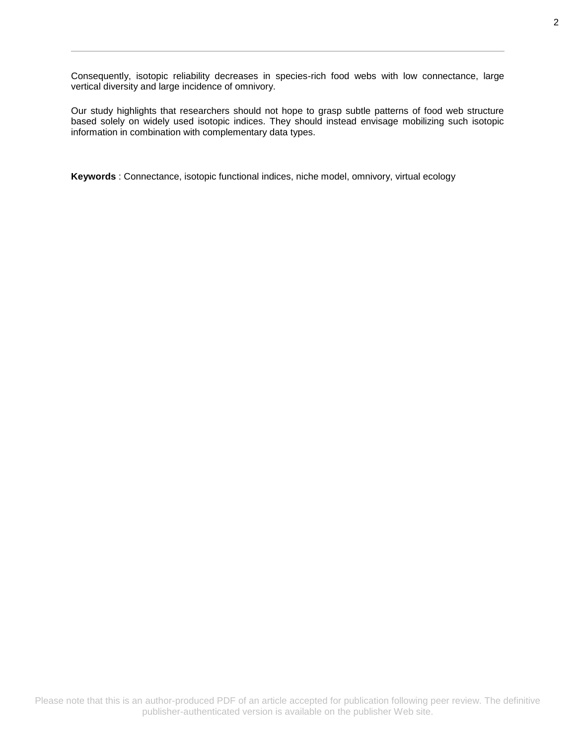Consequently, isotopic reliability decreases in species-rich food webs with low connectance, large vertical diversity and large incidence of omnivory.

Our study highlights that researchers should not hope to grasp subtle patterns of food web structure based solely on widely used isotopic indices. They should instead envisage mobilizing such isotopic information in combination with complementary data types.

**Keywords** : Connectance, isotopic functional indices, niche model, omnivory, virtual ecology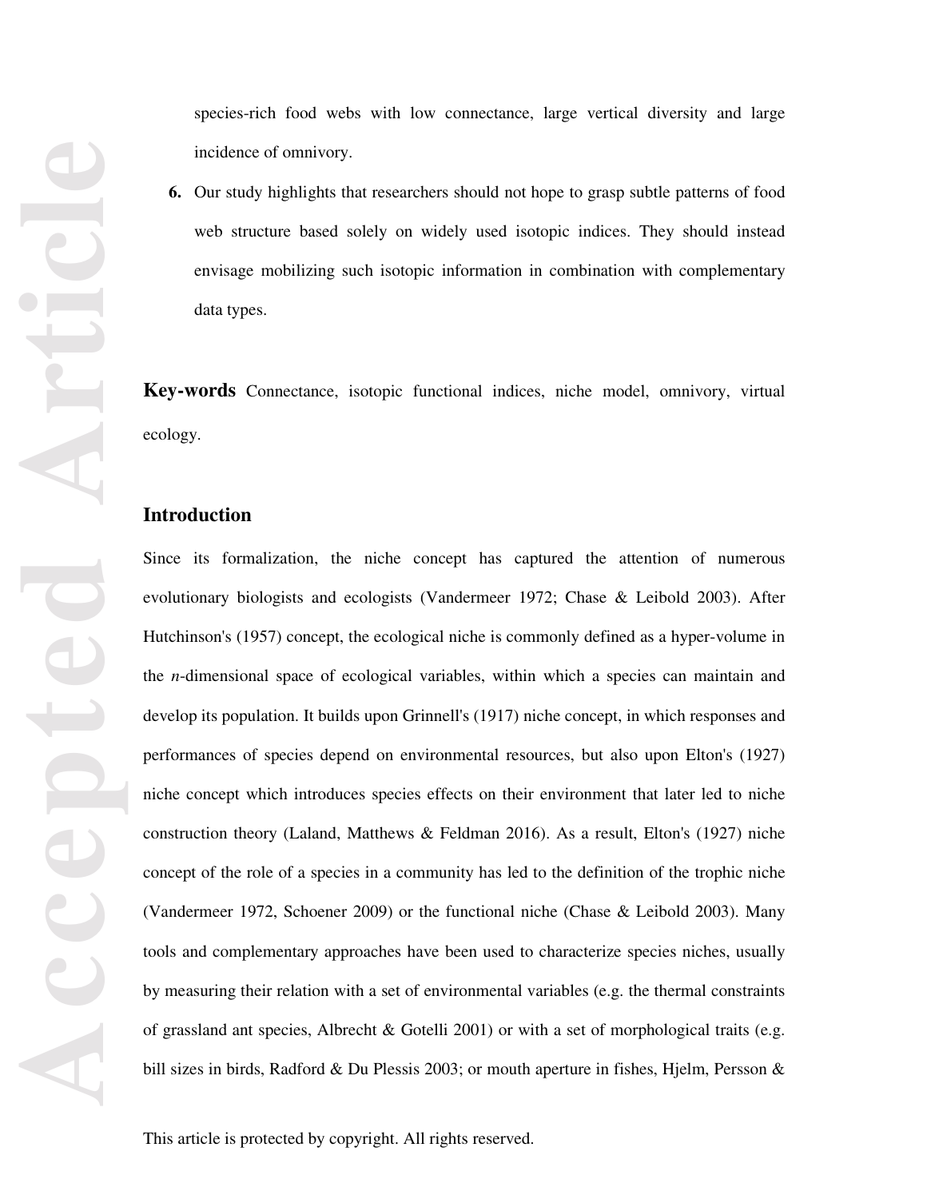species-rich food webs with low connectance, large vertical diversity and large incidence of omnivory.

6. Our study highlights that researchers should not hope to grasp subtle patterns of food web structure based solely on widely used isotopic indices. They should instead envisage mobilizing such isotopic information in combination with complementary data types.

**Key-words** Connectance, isotopic functional indices, niche model, omnivory, virtual ecology.

## Introduction

Since its formalization, the niche concept has captured the attention of numerous evolutionary biologists and ecologists (Vandermeer 1972; Chase & Leibold 2003). After Hutchinson's (1957) concept, the ecological niche is commonly defined as a hyper-volume in the *n*-dimensional space of ecological variables, within which a species can maintain and develop its population. It builds upon Grinnell's (1917) niche concept, in which responses and performances of species depend on environmental resources, but also upon Elton's (1927) niche concept which introduces species effects on their environment that later led to niche construction theory (Laland, Matthews & Feldman 2016). As a result, Elton's (1927) niche concept of the role of a species in a community has led to the definition of the trophic niche (Vandermeer 1972, Schoener 2009) or the functional niche (Chase & Leibold 2003). Many tools and complementary approaches have been used to characterize species niches, usually by measuring their relation with a set of environmental variables (e.g. the thermal constraints of grassland ant species, Albrecht & Gotelli 2001) or with a set of morphological traits (e.g. bill sizes in birds, Radford & Du Plessis 2003; or mouth aperture in fishes, Hjelm, Persson &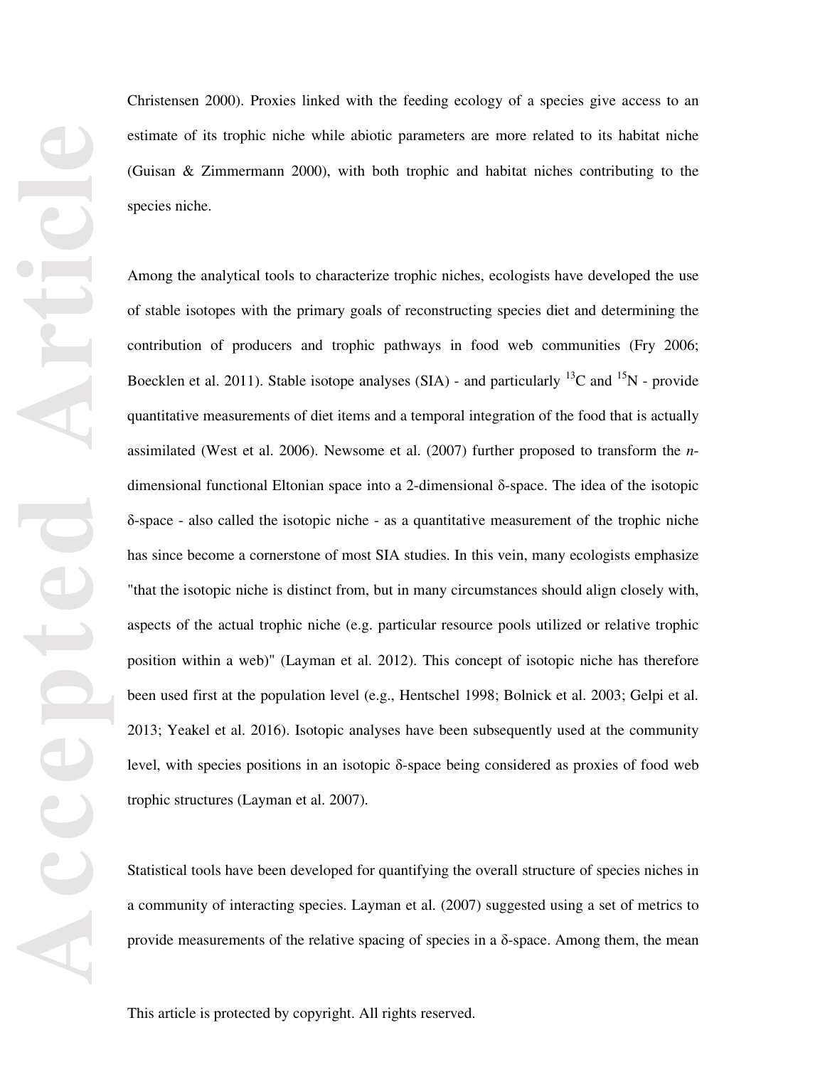Christensen 2000). Proxies linked with the feeding ecology of a species give access to an estimate of its trophic niche while abiotic parameters are more related to its habitat niche (Guisan & Zimmermann 2000), with both trophic and habitat niches contributing to the species niche.

Among the analytical tools to characterize trophic niches, ecologists have developed the use of stable isotopes with the primary goals of reconstructing species diet and determining the contribution of producers and trophic pathways in food web communities (Fry 2006; Boecklen et al. 2011). Stable isotope analyses (SIA) - and particularly $^{13}C$ and $^{15}N$ - provide quantitative measurements of diet items and a temporal integration of the food that is actually assimilated (West et al. 2006). Newsome et al. (2007) further proposed to transform the *n*-dimensional functional Eltonian space into a 2-dimensional δ-space. The idea of the isotopic δ-space - also called the isotopic niche - as a quantitative measurement of the trophic niche has since become a cornerstone of most SIA studies. In this vein, many ecologists emphasize "that the isotopic niche is distinct from, but in many circumstances should align closely with, aspects of the actual trophic niche (e.g. particular resource pools utilized or relative trophic position within a web)" (Layman et al. 2012). This concept of isotopic niche has therefore been used first at the population level (e.g., Hentschel 1998; Bolnick et al. 2003; Gelpi et al. 2013; Yeakel et al. 2016). Isotopic analyses have been subsequently used at the community level, with species positions in an isotopic δ-space being considered as proxies of food web trophic structures (Layman et al. 2007).

Statistical tools have been developed for quantifying the overall structure of species niches in a community of interacting species. Layman et al. (2007) suggested using a set of metrics to provide measurements of the relative spacing of species in a δ-space. Among them, the mean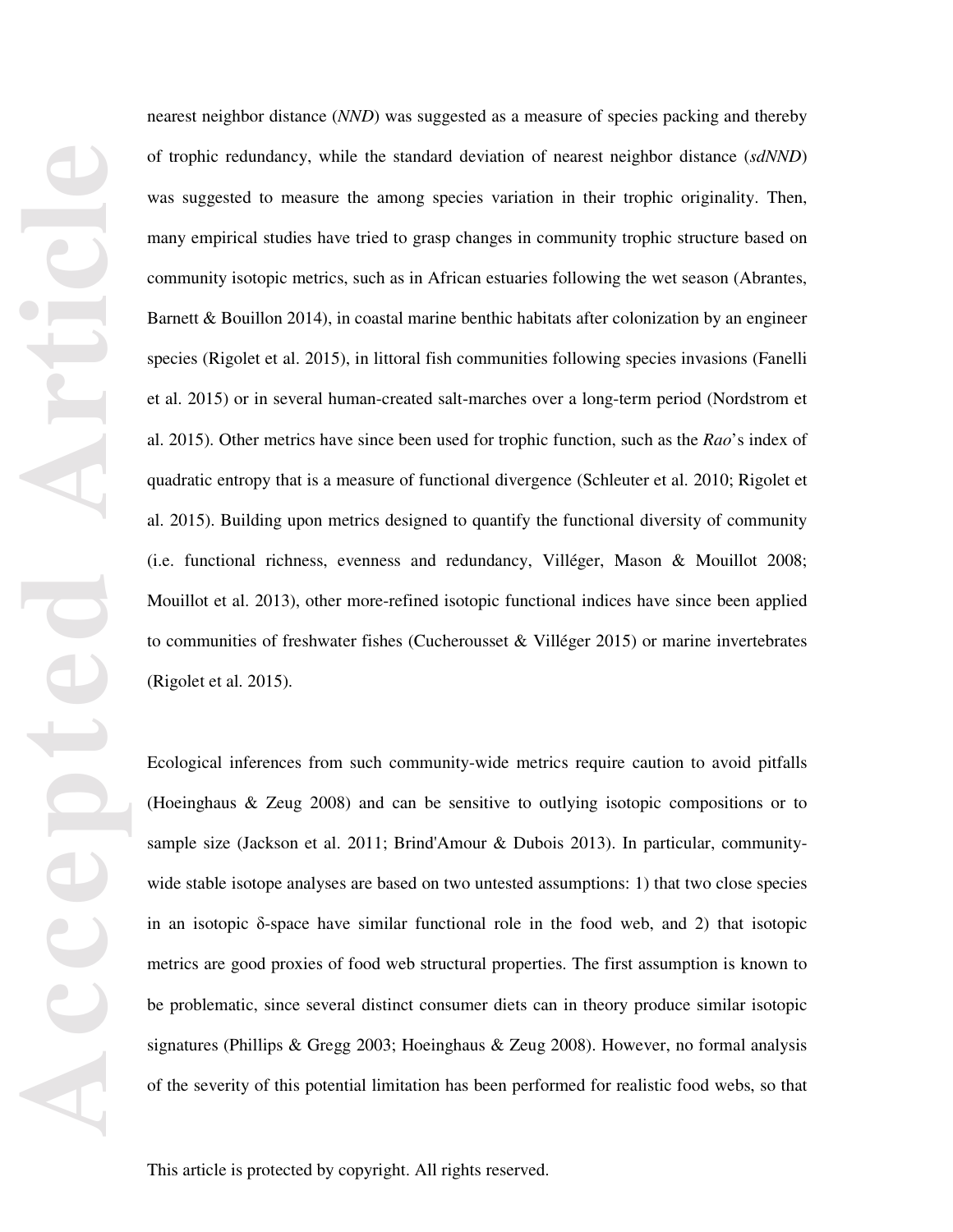nearest neighbor distance (*NND*) was suggested as a measure of species packing and thereby of trophic redundancy, while the standard deviation of nearest neighbor distance (*sdNND*) was suggested to measure the among species variation in their trophic originality. Then, many empirical studies have tried to grasp changes in community trophic structure based on community isotopic metrics, such as in African estuaries following the wet season (Abrantes, Barnett & Bouillon 2014), in coastal marine benthic habitats after colonization by an engineer species (Rigolet et al. 2015), in littoral fish communities following species invasions (Fanelli et al. 2015) or in several human-created salt-marches over a long-term period (Nordstrom et al. 2015). Other metrics have since been used for trophic function, such as the *Rao*'s index of quadratic entropy that is a measure of functional divergence (Schleuter et al. 2010; Rigolet et al. 2015). Building upon metrics designed to quantify the functional diversity of community (i.e. functional richness, evenness and redundancy, Villéger, Mason & Mouillot 2008; Mouillot et al. 2013), other more-refined isotopic functional indices have since been applied to communities of freshwater fishes (Cucherousset & Villéger 2015) or marine invertebrates (Rigolet et al. 2015).

Ecological inferences from such community-wide metrics require caution to avoid pitfalls (Hoeinghaus & Zeug 2008) and can be sensitive to outlying isotopic compositions or to sample size (Jackson et al. 2011; Brind'Amour & Dubois 2013). In particular, community-wide stable isotope analyses are based on two untested assumptions: 1) that two close species in an isotopic δ-space have similar functional role in the food web, and 2) that isotopic metrics are good proxies of food web structural properties. The first assumption is known to be problematic, since several distinct consumer diets can in theory produce similar isotopic signatures (Phillips & Gregg 2003; Hoeinghaus & Zeug 2008). However, no formal analysis of the severity of this potential limitation has been performed for realistic food webs, so that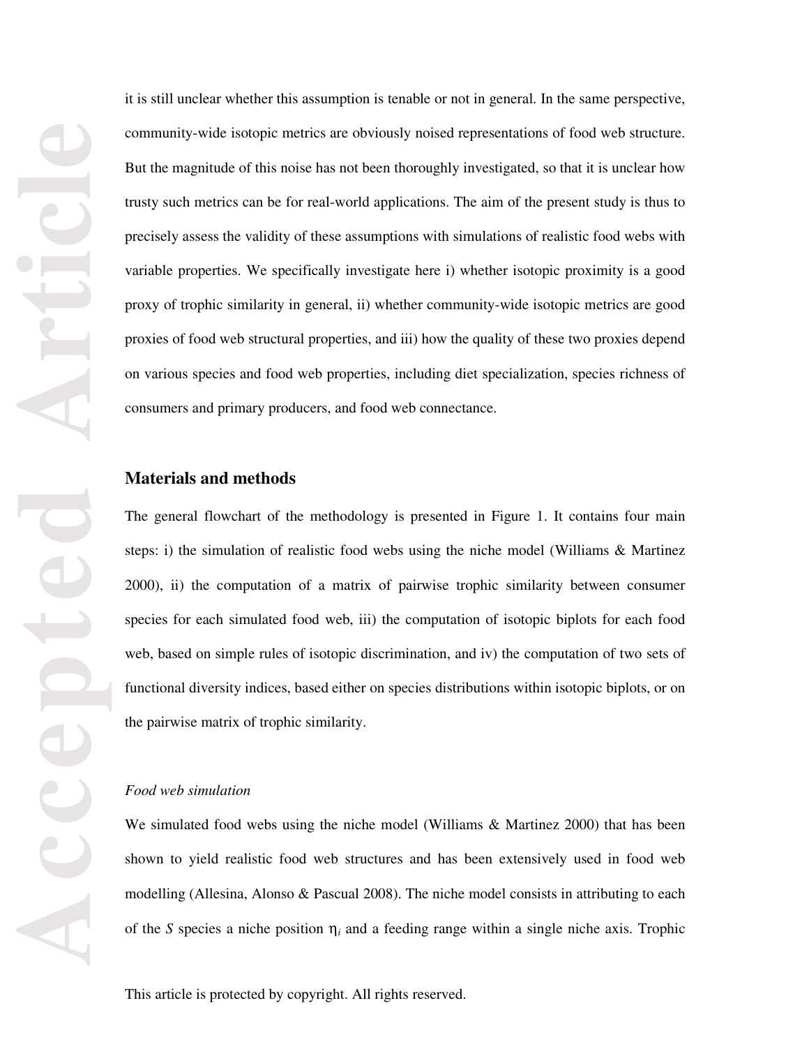it is still unclear whether this assumption is tenable or not in general. In the same perspective, community-wide isotopic metrics are obviously noised representations of food web structure. But the magnitude of this noise has not been thoroughly investigated, so that it is unclear how trusty such metrics can be for real-world applications. The aim of the present study is thus to precisely assess the validity of these assumptions with simulations of realistic food webs with variable properties. We specifically investigate here i) whether isotopic proximity is a good proxy of trophic similarity in general, ii) whether community-wide isotopic metrics are good proxies of food web structural properties, and iii) how the quality of these two proxies depend on various species and food web properties, including diet specialization, species richness of consumers and primary producers, and food web connectance.

## Materials and methods

The general flowchart of the methodology is presented in Figure 1. It contains four main steps: i) the simulation of realistic food webs using the niche model (Williams & Martinez 2000), ii) the computation of a matrix of pairwise trophic similarity between consumer species for each simulated food web, iii) the computation of isotopic biplots for each food web, based on simple rules of isotopic discrimination, and iv) the computation of two sets of functional diversity indices, based either on species distributions within isotopic biplots, or on the pairwise matrix of trophic similarity.

### *Food web simulation*

We simulated food webs using the niche model (Williams & Martinez 2000) that has been shown to yield realistic food web structures and has been extensively used in food web modelling (Allesina, Alonso & Pascual 2008). The niche model consists in attributing to each of the $S$ species a niche position $\eta_i$ and a feeding range within a single niche axis. Trophic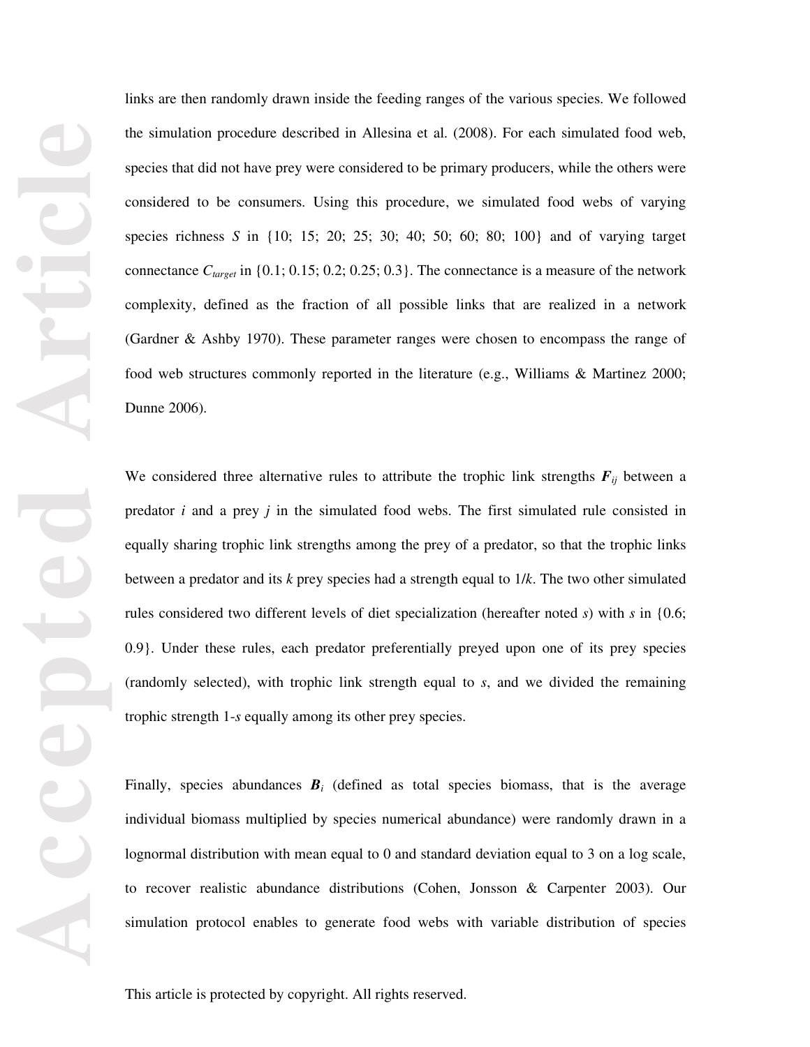links are then randomly drawn inside the feeding ranges of the various species. We followed the simulation procedure described in Allesina et al. (2008). For each simulated food web, species that did not have prey were considered to be primary producers, while the others were considered to be consumers. Using this procedure, we simulated food webs of varying species richness $S$ in {10; 15; 20; 25; 30; 40; 50; 60; 80; 100} and of varying target connectance $C_{target}$ in {0.1; 0.15; 0.2; 0.25; 0.3}. The connectance is a measure of the network complexity, defined as the fraction of all possible links that are realized in a network (Gardner & Ashby 1970). These parameter ranges were chosen to encompass the range of food web structures commonly reported in the literature (e.g., Williams & Martinez 2000; Dunne 2006).

We considered three alternative rules to attribute the trophic link strengths $\boldsymbol{F}_{ij}$ between a predator $i$ and a prey $j$ in the simulated food webs. The first simulated rule consisted in equally sharing trophic link strengths among the prey of a predator, so that the trophic links between a predator and its $k$ prey species had a strength equal to $1/k$. The two other simulated rules considered two different levels of diet specialization (hereafter noted $s$) with $s$ in {0.6; 0.9}. Under these rules, each predator preferentially preyed upon one of its prey species (randomly selected), with trophic link strength equal to $s$, and we divided the remaining trophic strength $1$-$s$ equally among its other prey species.

Finally, species abundances $\boldsymbol{B}_i$ (defined as total species biomass, that is the average individual biomass multiplied by species numerical abundance) were randomly drawn in a lognormal distribution with mean equal to 0 and standard deviation equal to 3 on a log scale, to recover realistic abundance distributions (Cohen, Jonsson & Carpenter 2003). Our simulation protocol enables to generate food webs with variable distribution of species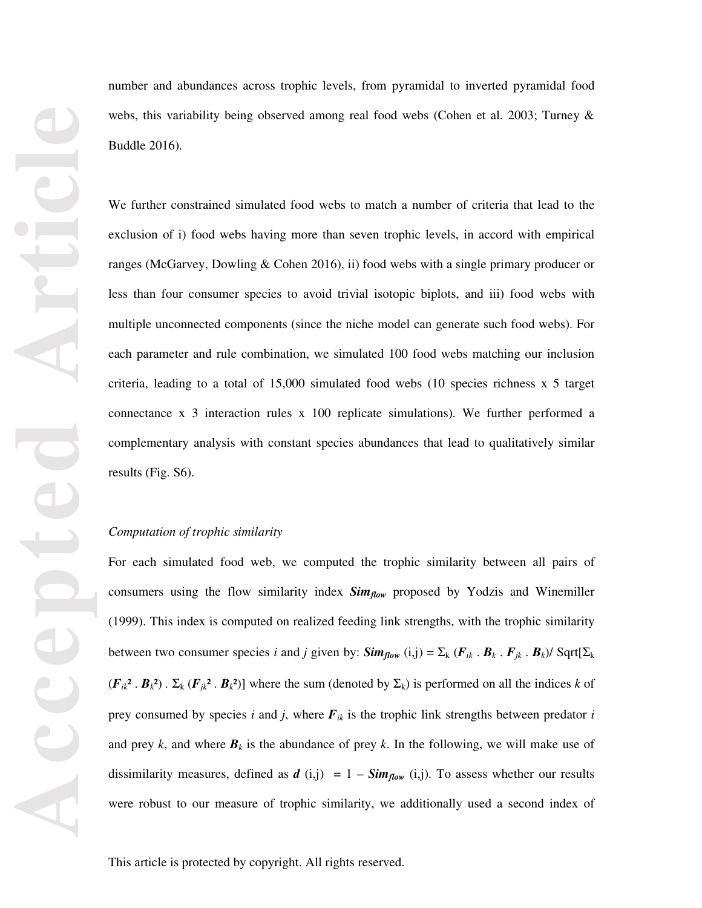number and abundances across trophic levels, from pyramidal to inverted pyramidal food webs, this variability being observed among real food webs (Cohen et al. 2003; Turney & Buddle 2016).

We further constrained simulated food webs to match a number of criteria that lead to the exclusion of i) food webs having more than seven trophic levels, in accord with empirical ranges (McGarvey, Dowling & Cohen 2016), ii) food webs with a single primary producer or less than four consumer species to avoid trivial isotopic biplots, and iii) food webs with multiple unconnected components (since the niche model can generate such food webs). For each parameter and rule combination, we simulated 100 food webs matching our inclusion criteria, leading to a total of 15,000 simulated food webs (10 species richness x 5 target connectance x 3 interaction rules x 100 replicate simulations). We further performed a complementary analysis with constant species abundances that lead to qualitatively similar results (Fig. S6).

*Computation of trophic similarity*

For each simulated food web, we computed the trophic similarity between all pairs of consumers using the flow similarity index $\boldsymbol{Sim_{flow}}$ proposed by Yodzis and Winemiller (1999). This index is computed on realized feeding link strengths, with the trophic similarity between two consumer species $i$ and $j$ given by: $\boldsymbol{Sim_{flow}}(i,j) = \Sigma_k (\boldsymbol{F}_{ik} . \boldsymbol{B}_k . \boldsymbol{F}_{jk} . \boldsymbol{B}_k) / \mathrm{Sqrt}[\Sigma_k (\boldsymbol{F}_{ik}^2 . \boldsymbol{B}_k^2) . \Sigma_k (\boldsymbol{F}_{jk}^2 . \boldsymbol{B}_k^2)]$ where the sum (denoted by $\Sigma_k$) is performed on all the indices $k$ of prey consumed by species $i$ and $j$, where $\boldsymbol{F}_{ik}$ is the trophic link strengths between predator $i$ and prey $k$, and where $\boldsymbol{B}_k$ is the abundance of prey $k$. In the following, we will make use of dissimilarity measures, defined as $\boldsymbol{d}(i,j) = 1 - \boldsymbol{Sim_{flow}}(i,j)$. To assess whether our results were robust to our measure of trophic similarity, we additionally used a second index of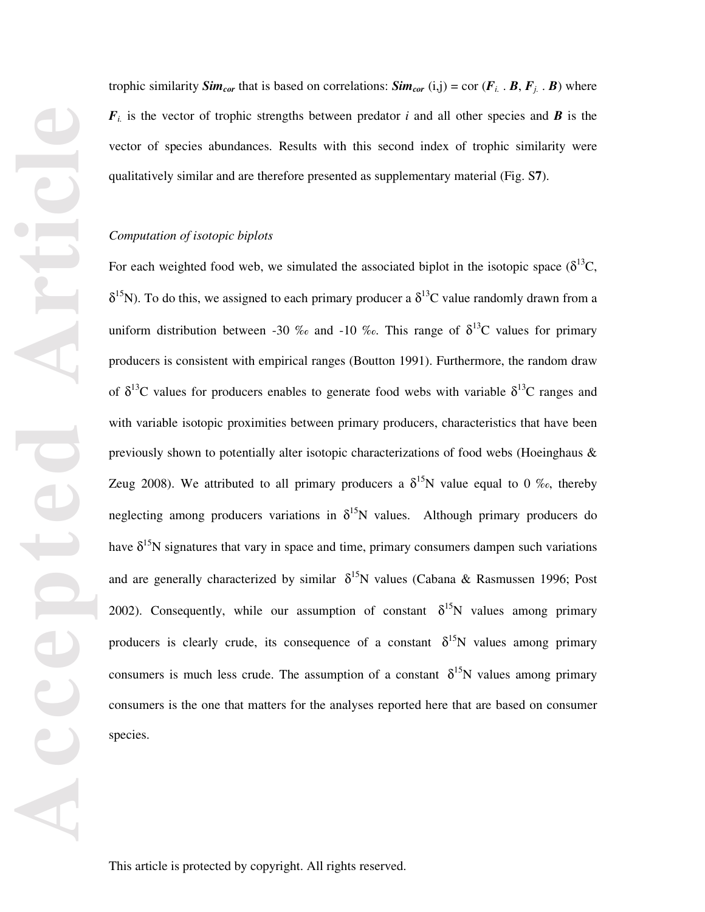trophic similarity $\boldsymbol{Sim_{cor}}$ that is based on correlations: $\boldsymbol{Sim_{cor}}$ (i,j) = cor ($\boldsymbol{F_{i.}} \cdot \boldsymbol{B}$, $\boldsymbol{F_{j.}} \cdot \boldsymbol{B}$) where $\boldsymbol{F_{i.}}$ is the vector of trophic strengths between predator $i$ and all other species and $\boldsymbol{B}$ is the vector of species abundances. Results with this second index of trophic similarity were qualitatively similar and are therefore presented as supplementary material (Fig. S**7**).

*Computation of isotopic biplots*

For each weighted food web, we simulated the associated biplot in the isotopic space ($\delta^{13}$C, $\delta^{15}$N). To do this, we assigned to each primary producer a $\delta^{13}$C value randomly drawn from a uniform distribution between -30 ‰ and -10 ‰. This range of $\delta^{13}$C values for primary producers is consistent with empirical ranges (Boutton 1991). Furthermore, the random draw of $\delta^{13}$C values for producers enables to generate food webs with variable $\delta^{13}$C ranges and with variable isotopic proximities between primary producers, characteristics that have been previously shown to potentially alter isotopic characterizations of food webs (Hoeinghaus & Zeug 2008). We attributed to all primary producers a $\delta^{15}$N value equal to 0 ‰, thereby neglecting among producers variations in $\delta^{15}$N values. Although primary producers do have $\delta^{15}$N signatures that vary in space and time, primary consumers dampen such variations and are generally characterized by similar $\delta^{15}$N values (Cabana & Rasmussen 1996; Post 2002). Consequently, while our assumption of constant $\delta^{15}$N values among primary producers is clearly crude, its consequence of a constant $\delta^{15}$N values among primary consumers is much less crude. The assumption of a constant $\delta^{15}$N values among primary consumers is the one that matters for the analyses reported here that are based on consumer species.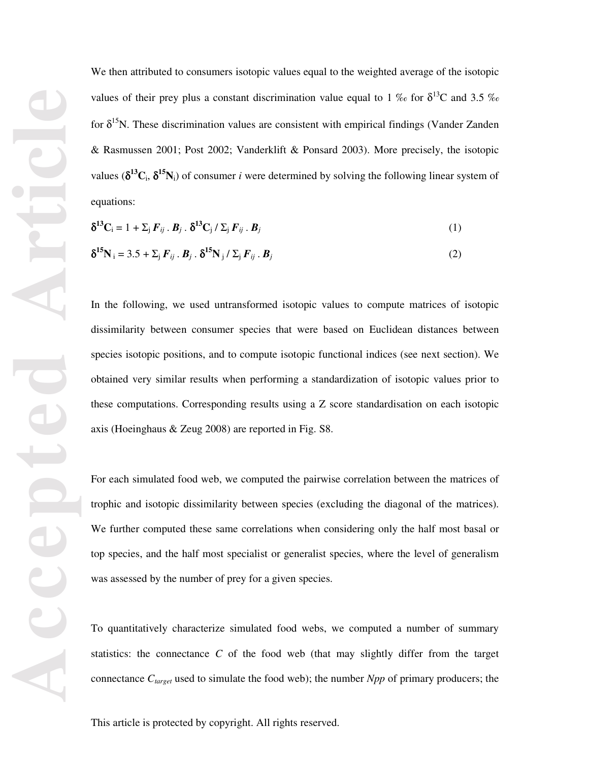We then attributed to consumers isotopic values equal to the weighted average of the isotopic values of their prey plus a constant discrimination value equal to 1 ‰ for $\delta^{13}$C and 3.5 ‰ for $\delta^{15}$N. These discrimination values are consistent with empirical findings (Vander Zanden & Rasmussen 2001; Post 2002; Vanderklift & Ponsard 2003). More precisely, the isotopic values ($\boldsymbol{\delta^{13}C_i}$, $\boldsymbol{\delta^{15}N_i}$) of consumer *i* were determined by solving the following linear system of equations:

$$\boldsymbol{\delta^{13}C_i} = 1 + \Sigma_j \boldsymbol{F}_{ij} \,.\, \boldsymbol{B}_j \,.\, \boldsymbol{\delta^{13}C_j} \,/\, \Sigma_j \boldsymbol{F}_{ij} \,.\, \boldsymbol{B}_j \qquad (1)$$

$$\boldsymbol{\delta^{15}N_i} = 3.5 + \Sigma_j \boldsymbol{F}_{ij} \,.\, \boldsymbol{B}_j \,.\, \boldsymbol{\delta^{15}N_j} \,/\, \Sigma_j \boldsymbol{F}_{ij} \,.\, \boldsymbol{B}_j \qquad (2)$$

In the following, we used untransformed isotopic values to compute matrices of isotopic dissimilarity between consumer species that were based on Euclidean distances between species isotopic positions, and to compute isotopic functional indices (see next section). We obtained very similar results when performing a standardization of isotopic values prior to these computations. Corresponding results using a Z score standardisation on each isotopic axis (Hoeinghaus & Zeug 2008) are reported in Fig. S8.

For each simulated food web, we computed the pairwise correlation between the matrices of trophic and isotopic dissimilarity between species (excluding the diagonal of the matrices). We further computed these same correlations when considering only the half most basal or top species, and the half most specialist or generalist species, where the level of generalism was assessed by the number of prey for a given species.

To quantitatively characterize simulated food webs, we computed a number of summary statistics: the connectance $C$ of the food web (that may slightly differ from the target connectance $C_{target}$ used to simulate the food web); the number $Npp$ of primary producers; the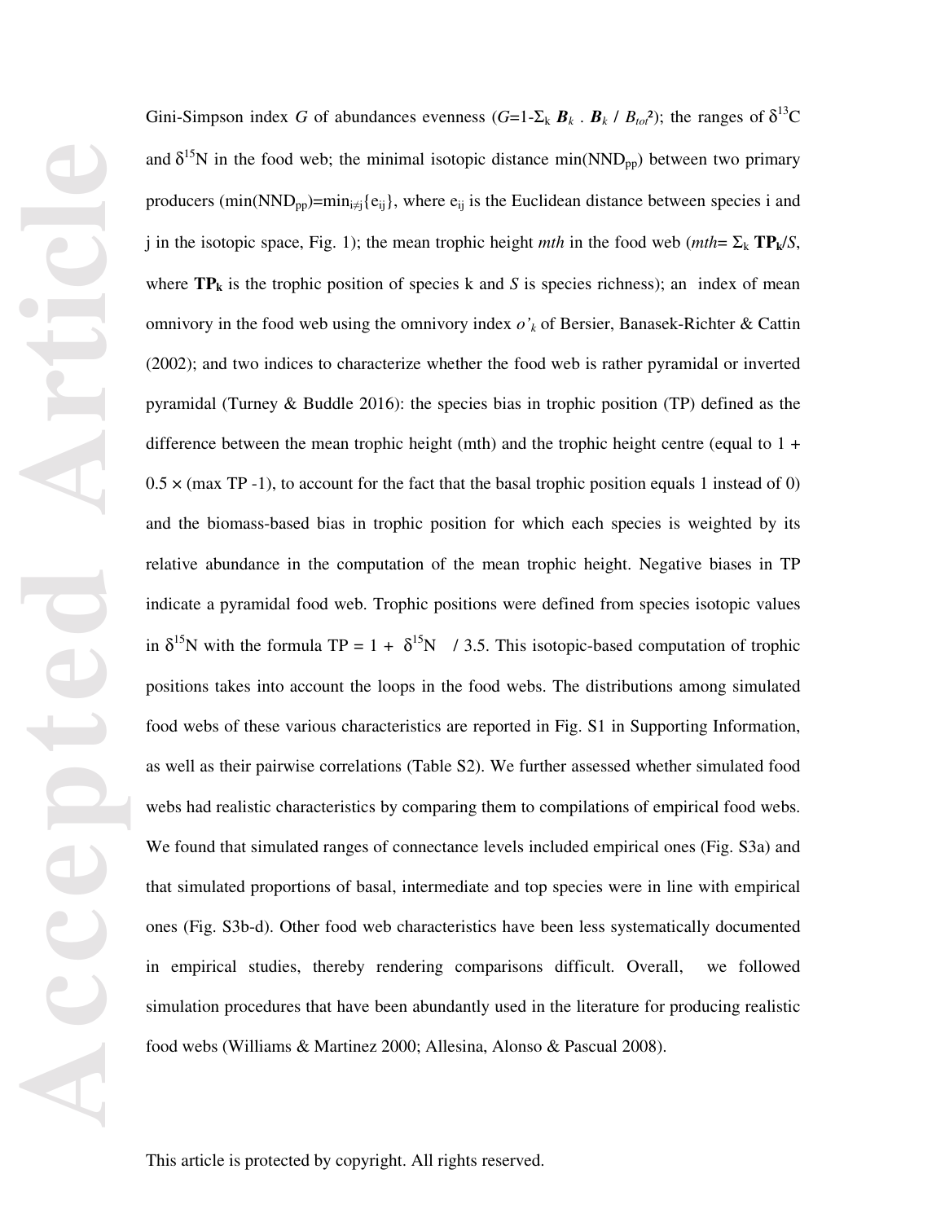Gini-Simpson index $G$ of abundances evenness ($G$=1-$\Sigma_k$ $\boldsymbol{B}_k$ . $\boldsymbol{B}_k$ / $B_{tot}^2$); the ranges of $\delta^{13}$C and $\delta^{15}$N in the food web; the minimal isotopic distance min(NND$_{pp}$) between two primary producers (min(NND$_{pp}$)=min$_{i\neq j}${$e_{ij}$}, where $e_{ij}$ is the Euclidean distance between species i and j in the isotopic space, Fig. 1); the mean trophic height *mth* in the food web (*mth*= $\Sigma_k$ $\mathbf{TP_k}$/$S$, where $\mathbf{TP_k}$ is the trophic position of species k and $S$ is species richness); an index of mean omnivory in the food web using the omnivory index $o'_k$ of Bersier, Banasek-Richter & Cattin (2002); and two indices to characterize whether the food web is rather pyramidal or inverted pyramidal (Turney & Buddle 2016): the species bias in trophic position (TP) defined as the difference between the mean trophic height (mth) and the trophic height centre (equal to 1 + 0.5 × (max TP -1), to account for the fact that the basal trophic position equals 1 instead of 0) and the biomass-based bias in trophic position for which each species is weighted by its relative abundance in the computation of the mean trophic height. Negative biases in TP indicate a pyramidal food web. Trophic positions were defined from species isotopic values in $\delta^{15}$N with the formula TP = 1 + $\delta^{15}$N / 3.5. This isotopic-based computation of trophic positions takes into account the loops in the food webs. The distributions among simulated food webs of these various characteristics are reported in Fig. S1 in Supporting Information, as well as their pairwise correlations (Table S2). We further assessed whether simulated food webs had realistic characteristics by comparing them to compilations of empirical food webs. We found that simulated ranges of connectance levels included empirical ones (Fig. S3a) and that simulated proportions of basal, intermediate and top species were in line with empirical ones (Fig. S3b-d). Other food web characteristics have been less systematically documented in empirical studies, thereby rendering comparisons difficult. Overall, we followed simulation procedures that have been abundantly used in the literature for producing realistic food webs (Williams & Martinez 2000; Allesina, Alonso & Pascual 2008).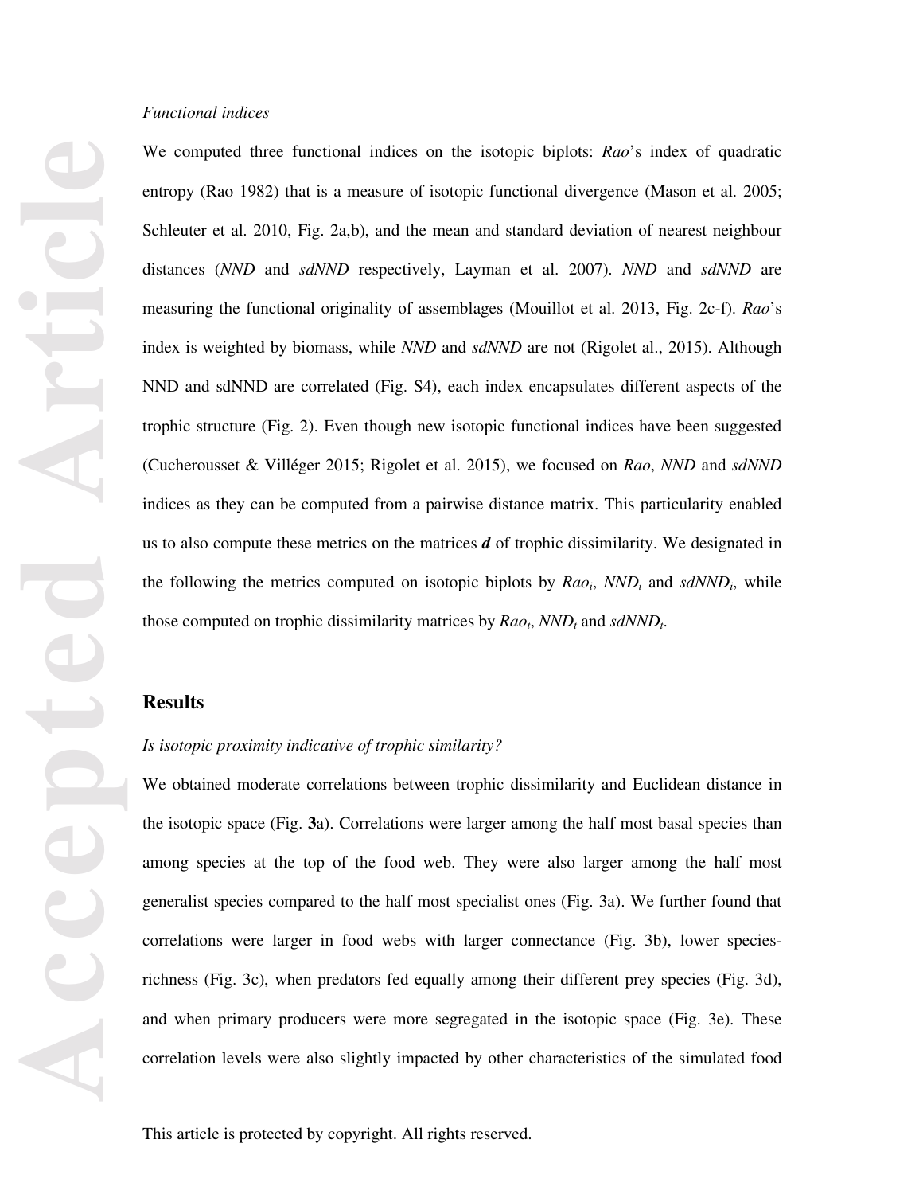*Functional indices*

We computed three functional indices on the isotopic biplots: *Rao*'s index of quadratic entropy (Rao 1982) that is a measure of isotopic functional divergence (Mason et al. 2005; Schleuter et al. 2010, Fig. 2a,b), and the mean and standard deviation of nearest neighbour distances (*NND* and *sdNND* respectively, Layman et al. 2007). *NND* and *sdNND* are measuring the functional originality of assemblages (Mouillot et al. 2013, Fig. 2c-f). *Rao*'s index is weighted by biomass, while *NND* and *sdNND* are not (Rigolet al., 2015). Although NND and sdNND are correlated (Fig. S4), each index encapsulates different aspects of the trophic structure (Fig. 2). Even though new isotopic functional indices have been suggested (Cucherousset & Villéger 2015; Rigolet et al. 2015), we focused on *Rao*, *NND* and *sdNND* indices as they can be computed from a pairwise distance matrix. This particularity enabled us to also compute these metrics on the matrices ***d*** of trophic dissimilarity. We designated in the following the metrics computed on isotopic biplots by $Rao_i$, $NND_i$ and $sdNND_i$, while those computed on trophic dissimilarity matrices by $Rao_t$, $NND_t$ and $sdNND_t$.

## Results

*Is isotopic proximity indicative of trophic similarity?*

We obtained moderate correlations between trophic dissimilarity and Euclidean distance in the isotopic space (Fig. **3**a). Correlations were larger among the half most basal species than among species at the top of the food web. They were also larger among the half most generalist species compared to the half most specialist ones (Fig. 3a). We further found that correlations were larger in food webs with larger connectance (Fig. 3b), lower species-richness (Fig. 3c), when predators fed equally among their different prey species (Fig. 3d), and when primary producers were more segregated in the isotopic space (Fig. 3e). These correlation levels were also slightly impacted by other characteristics of the simulated food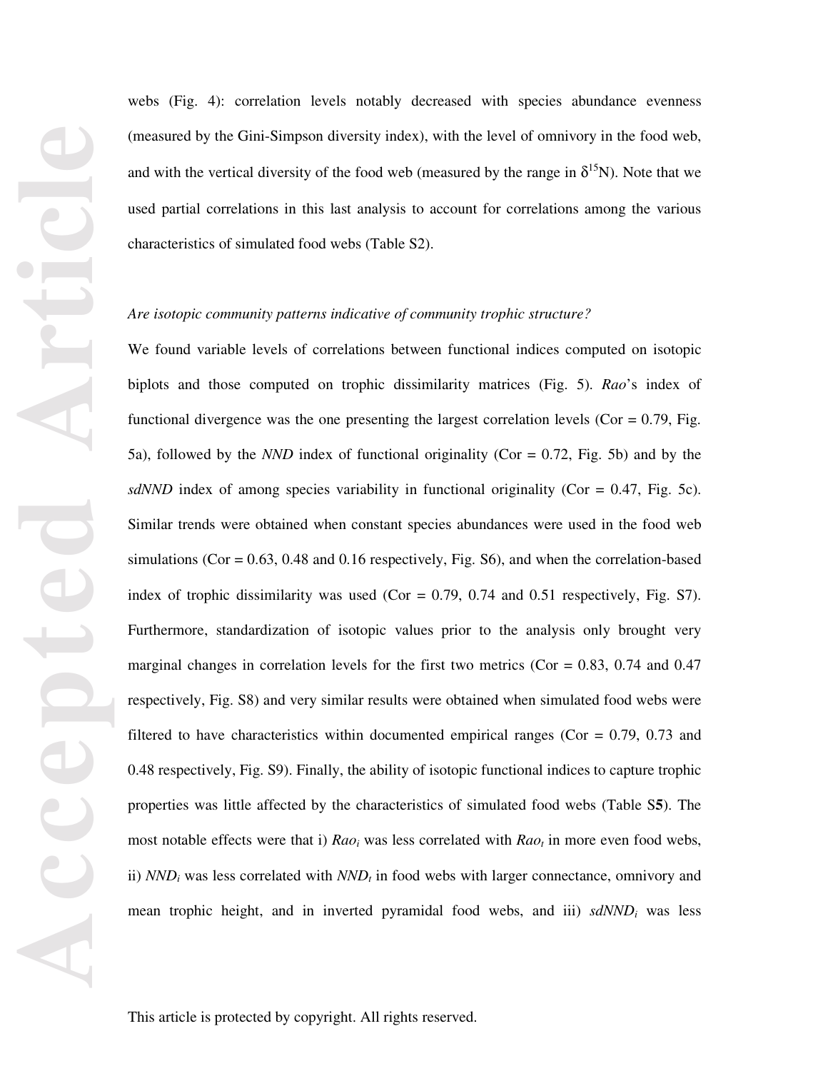webs (Fig. 4): correlation levels notably decreased with species abundance evenness (measured by the Gini-Simpson diversity index), with the level of omnivory in the food web, and with the vertical diversity of the food web (measured by the range in $\delta^{15}$N). Note that we used partial correlations in this last analysis to account for correlations among the various characteristics of simulated food webs (Table S2).

*Are isotopic community patterns indicative of community trophic structure?*

We found variable levels of correlations between functional indices computed on isotopic biplots and those computed on trophic dissimilarity matrices (Fig. 5). *Rao*'s index of functional divergence was the one presenting the largest correlation levels (Cor = 0.79, Fig. 5a), followed by the *NND* index of functional originality (Cor = 0.72, Fig. 5b) and by the *sdNND* index of among species variability in functional originality (Cor = 0.47, Fig. 5c). Similar trends were obtained when constant species abundances were used in the food web simulations (Cor = 0.63, 0.48 and 0.16 respectively, Fig. S6), and when the correlation-based index of trophic dissimilarity was used (Cor = 0.79, 0.74 and 0.51 respectively, Fig. S7). Furthermore, standardization of isotopic values prior to the analysis only brought very marginal changes in correlation levels for the first two metrics (Cor = 0.83, 0.74 and 0.47 respectively, Fig. S8) and very similar results were obtained when simulated food webs were filtered to have characteristics within documented empirical ranges (Cor = 0.79, 0.73 and 0.48 respectively, Fig. S9). Finally, the ability of isotopic functional indices to capture trophic properties was little affected by the characteristics of simulated food webs (Table S**5**). The most notable effects were that i) $Rao_i$ was less correlated with $Rao_t$ in more even food webs, ii) $NND_i$ was less correlated with $NND_t$ in food webs with larger connectance, omnivory and mean trophic height, and in inverted pyramidal food webs, and iii) $sdNND_i$ was less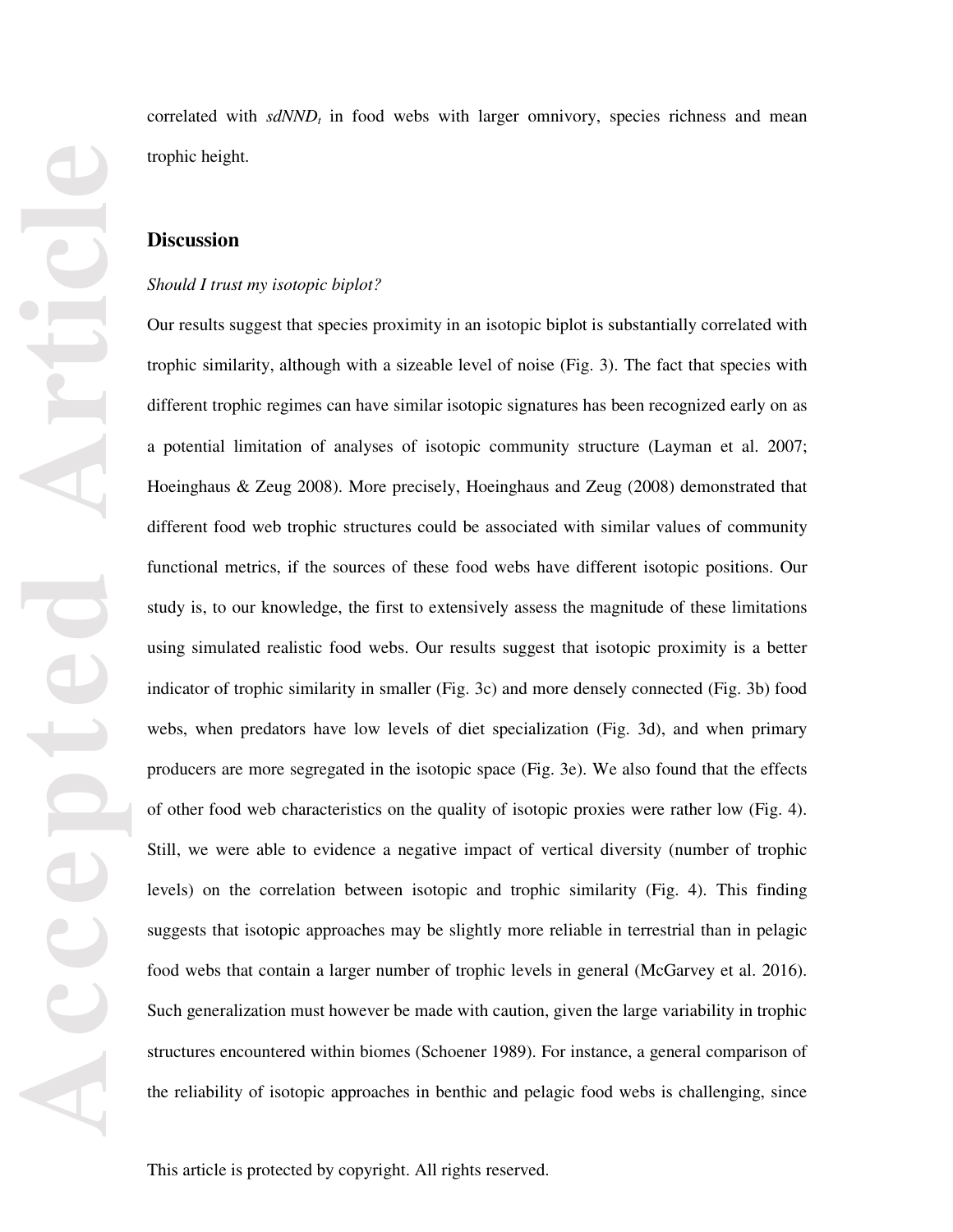correlated with $sdNND_t$ in food webs with larger omnivory, species richness and mean trophic height.

## Discussion

*Should I trust my isotopic biplot?*

Our results suggest that species proximity in an isotopic biplot is substantially correlated with trophic similarity, although with a sizeable level of noise (Fig. 3). The fact that species with different trophic regimes can have similar isotopic signatures has been recognized early on as a potential limitation of analyses of isotopic community structure (Layman et al. 2007; Hoeinghaus & Zeug 2008). More precisely, Hoeinghaus and Zeug (2008) demonstrated that different food web trophic structures could be associated with similar values of community functional metrics, if the sources of these food webs have different isotopic positions. Our study is, to our knowledge, the first to extensively assess the magnitude of these limitations using simulated realistic food webs. Our results suggest that isotopic proximity is a better indicator of trophic similarity in smaller (Fig. 3c) and more densely connected (Fig. 3b) food webs, when predators have low levels of diet specialization (Fig. 3d), and when primary producers are more segregated in the isotopic space (Fig. 3e). We also found that the effects of other food web characteristics on the quality of isotopic proxies were rather low (Fig. 4). Still, we were able to evidence a negative impact of vertical diversity (number of trophic levels) on the correlation between isotopic and trophic similarity (Fig. 4). This finding suggests that isotopic approaches may be slightly more reliable in terrestrial than in pelagic food webs that contain a larger number of trophic levels in general (McGarvey et al. 2016). Such generalization must however be made with caution, given the large variability in trophic structures encountered within biomes (Schoener 1989). For instance, a general comparison of the reliability of isotopic approaches in benthic and pelagic food webs is challenging, since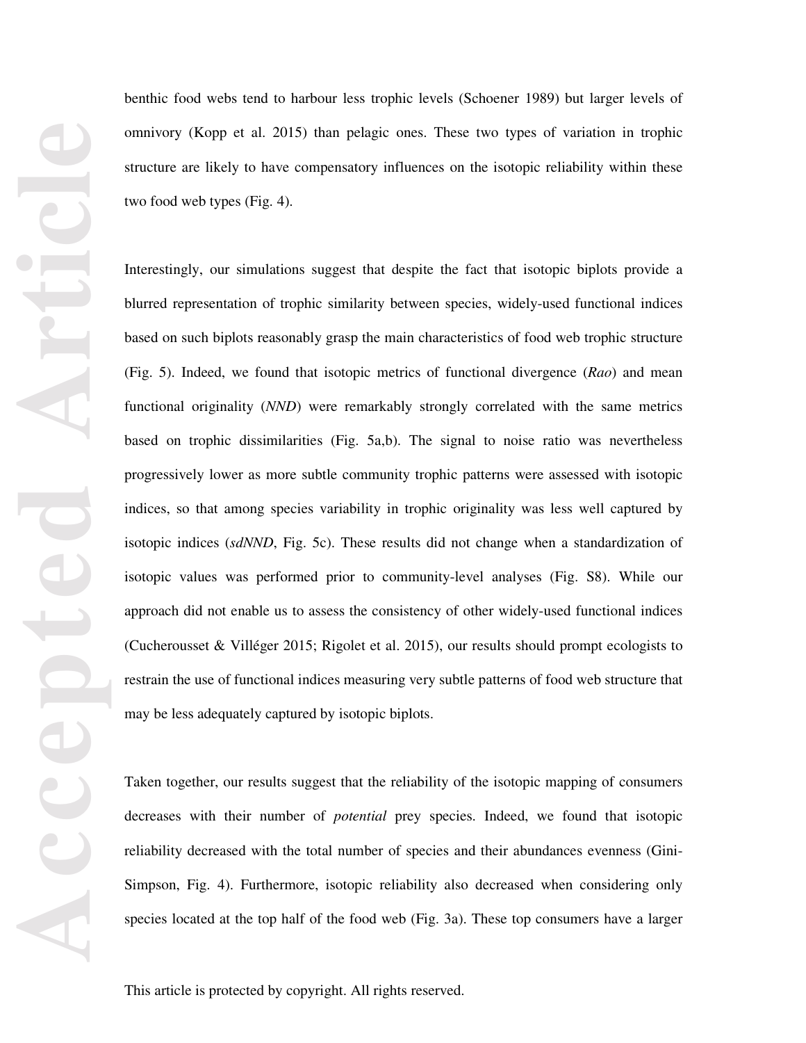benthic food webs tend to harbour less trophic levels (Schoener 1989) but larger levels of omnivory (Kopp et al. 2015) than pelagic ones. These two types of variation in trophic structure are likely to have compensatory influences on the isotopic reliability within these two food web types (Fig. 4).

Interestingly, our simulations suggest that despite the fact that isotopic biplots provide a blurred representation of trophic similarity between species, widely-used functional indices based on such biplots reasonably grasp the main characteristics of food web trophic structure (Fig. 5). Indeed, we found that isotopic metrics of functional divergence (*Rao*) and mean functional originality (*NND*) were remarkably strongly correlated with the same metrics based on trophic dissimilarities (Fig. 5a,b). The signal to noise ratio was nevertheless progressively lower as more subtle community trophic patterns were assessed with isotopic indices, so that among species variability in trophic originality was less well captured by isotopic indices (*sdNND*, Fig. 5c). These results did not change when a standardization of isotopic values was performed prior to community-level analyses (Fig. S8). While our approach did not enable us to assess the consistency of other widely-used functional indices (Cucherousset & Villéger 2015; Rigolet et al. 2015), our results should prompt ecologists to restrain the use of functional indices measuring very subtle patterns of food web structure that may be less adequately captured by isotopic biplots.

Taken together, our results suggest that the reliability of the isotopic mapping of consumers decreases with their number of *potential* prey species. Indeed, we found that isotopic reliability decreased with the total number of species and their abundances evenness (Gini-Simpson, Fig. 4). Furthermore, isotopic reliability also decreased when considering only species located at the top half of the food web (Fig. 3a). These top consumers have a larger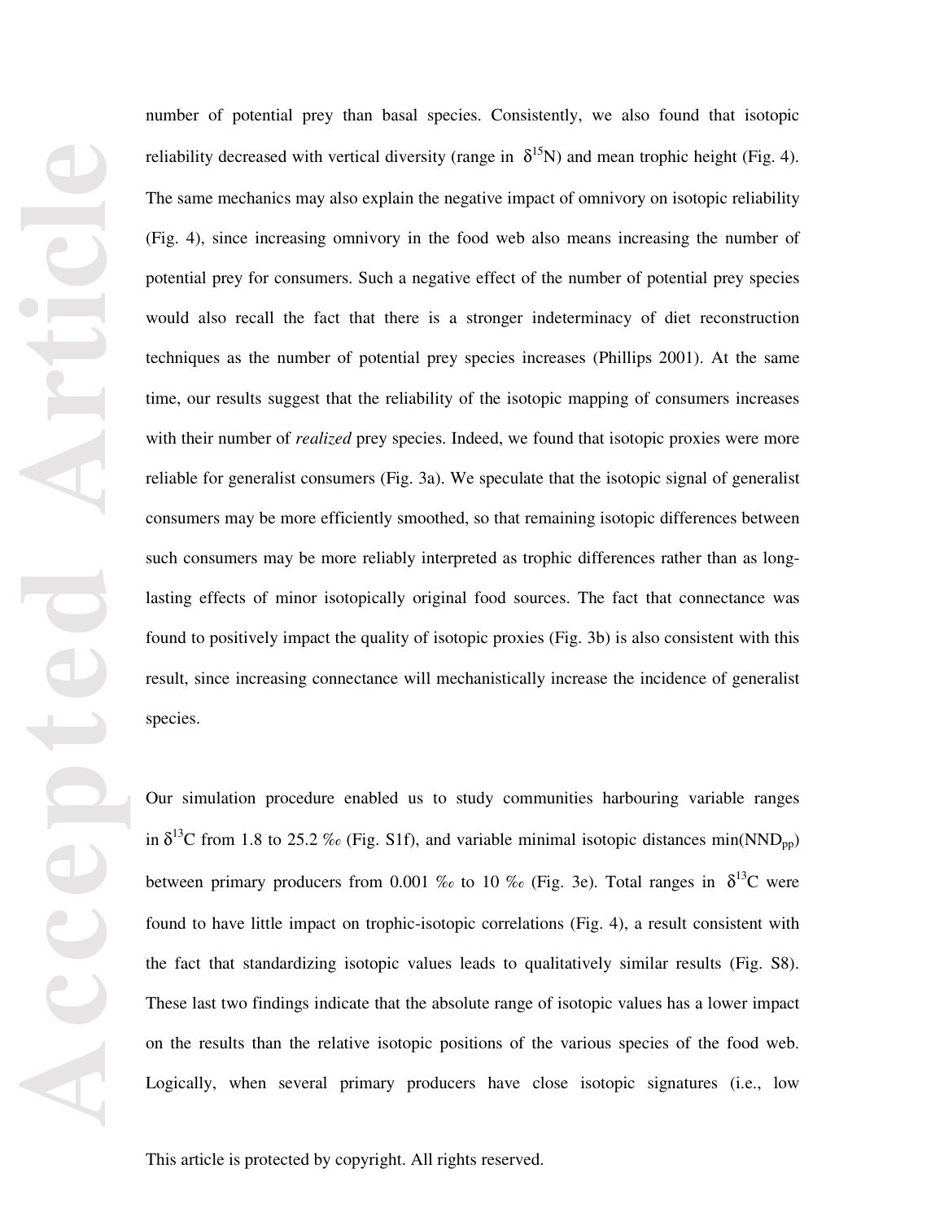number of potential prey than basal species. Consistently, we also found that isotopic reliability decreased with vertical diversity (range in $\delta^{15}N$) and mean trophic height (Fig. 4). The same mechanics may also explain the negative impact of omnivory on isotopic reliability (Fig. 4), since increasing omnivory in the food web also means increasing the number of potential prey for consumers. Such a negative effect of the number of potential prey species would also recall the fact that there is a stronger indeterminacy of diet reconstruction techniques as the number of potential prey species increases (Phillips 2001). At the same time, our results suggest that the reliability of the isotopic mapping of consumers increases with their number of *realized* prey species. Indeed, we found that isotopic proxies were more reliable for generalist consumers (Fig. 3a). We speculate that the isotopic signal of generalist consumers may be more efficiently smoothed, so that remaining isotopic differences between such consumers may be more reliably interpreted as trophic differences rather than as long-lasting effects of minor isotopically original food sources. The fact that connectance was found to positively impact the quality of isotopic proxies (Fig. 3b) is also consistent with this result, since increasing connectance will mechanistically increase the incidence of generalist species.

Our simulation procedure enabled us to study communities harbouring variable ranges in $\delta^{13}C$ from 1.8 to 25.2 ‰ (Fig. S1f), and variable minimal isotopic distances $\min(NND_{pp})$ between primary producers from 0.001 ‰ to 10 ‰ (Fig. 3e). Total ranges in $\delta^{13}C$ were found to have little impact on trophic-isotopic correlations (Fig. 4), a result consistent with the fact that standardizing isotopic values leads to qualitatively similar results (Fig. S8). These last two findings indicate that the absolute range of isotopic values has a lower impact on the results than the relative isotopic positions of the various species of the food web. Logically, when several primary producers have close isotopic signatures (i.e., low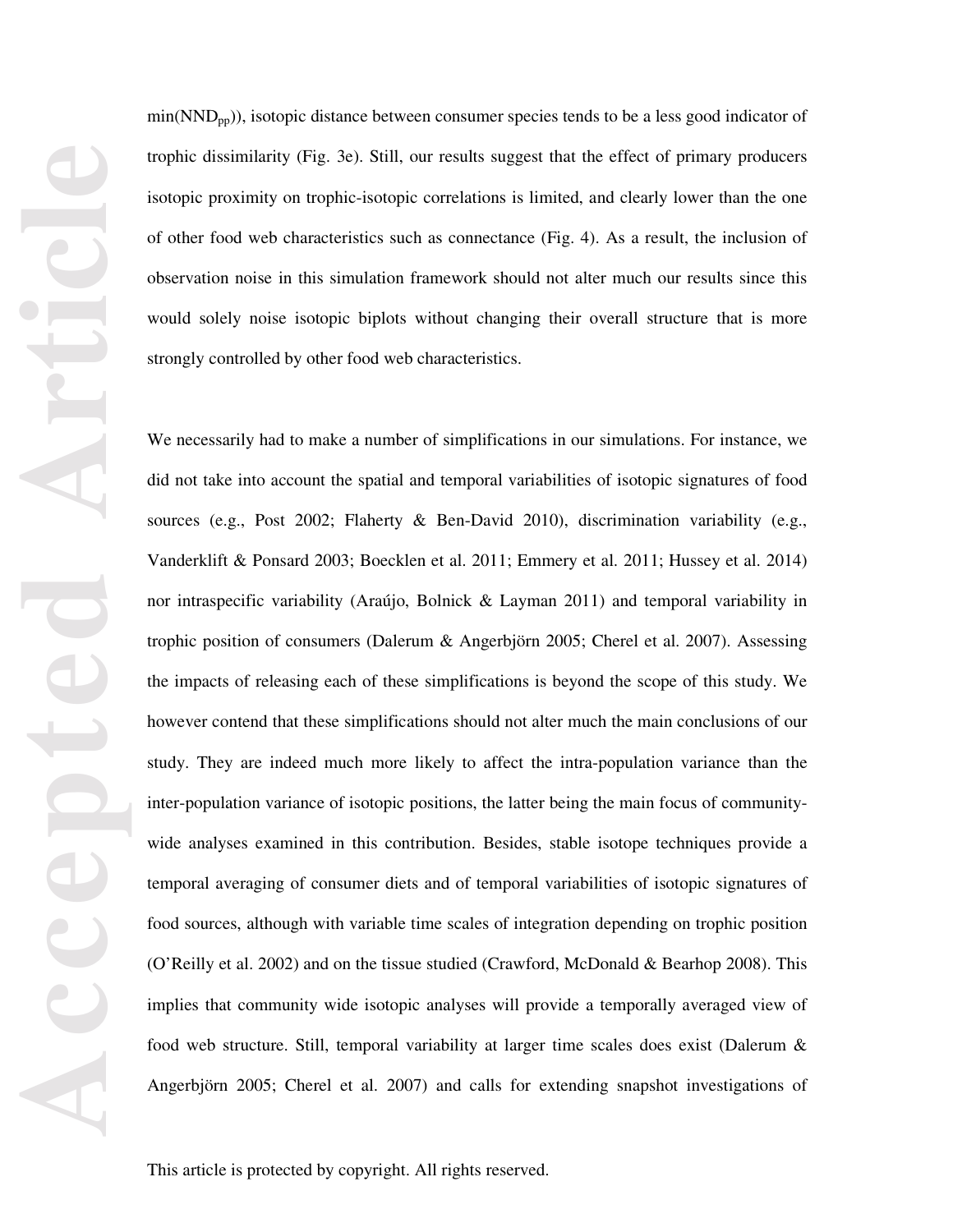$\min(NND_{pp})$), isotopic distance between consumer species tends to be a less good indicator of trophic dissimilarity (Fig. 3e). Still, our results suggest that the effect of primary producers isotopic proximity on trophic-isotopic correlations is limited, and clearly lower than the one of other food web characteristics such as connectance (Fig. 4). As a result, the inclusion of observation noise in this simulation framework should not alter much our results since this would solely noise isotopic biplots without changing their overall structure that is more strongly controlled by other food web characteristics.

We necessarily had to make a number of simplifications in our simulations. For instance, we did not take into account the spatial and temporal variabilities of isotopic signatures of food sources (e.g., Post 2002; Flaherty & Ben-David 2010), discrimination variability (e.g., Vanderklift & Ponsard 2003; Boecklen et al. 2011; Emmery et al. 2011; Hussey et al. 2014) nor intraspecific variability (Araújo, Bolnick & Layman 2011) and temporal variability in trophic position of consumers (Dalerum & Angerbjörn 2005; Cherel et al. 2007). Assessing the impacts of releasing each of these simplifications is beyond the scope of this study. We however contend that these simplifications should not alter much the main conclusions of our study. They are indeed much more likely to affect the intra-population variance than the inter-population variance of isotopic positions, the latter being the main focus of community-wide analyses examined in this contribution. Besides, stable isotope techniques provide a temporal averaging of consumer diets and of temporal variabilities of isotopic signatures of food sources, although with variable time scales of integration depending on trophic position (O'Reilly et al. 2002) and on the tissue studied (Crawford, McDonald & Bearhop 2008). This implies that community wide isotopic analyses will provide a temporally averaged view of food web structure. Still, temporal variability at larger time scales does exist (Dalerum & Angerbjörn 2005; Cherel et al. 2007) and calls for extending snapshot investigations of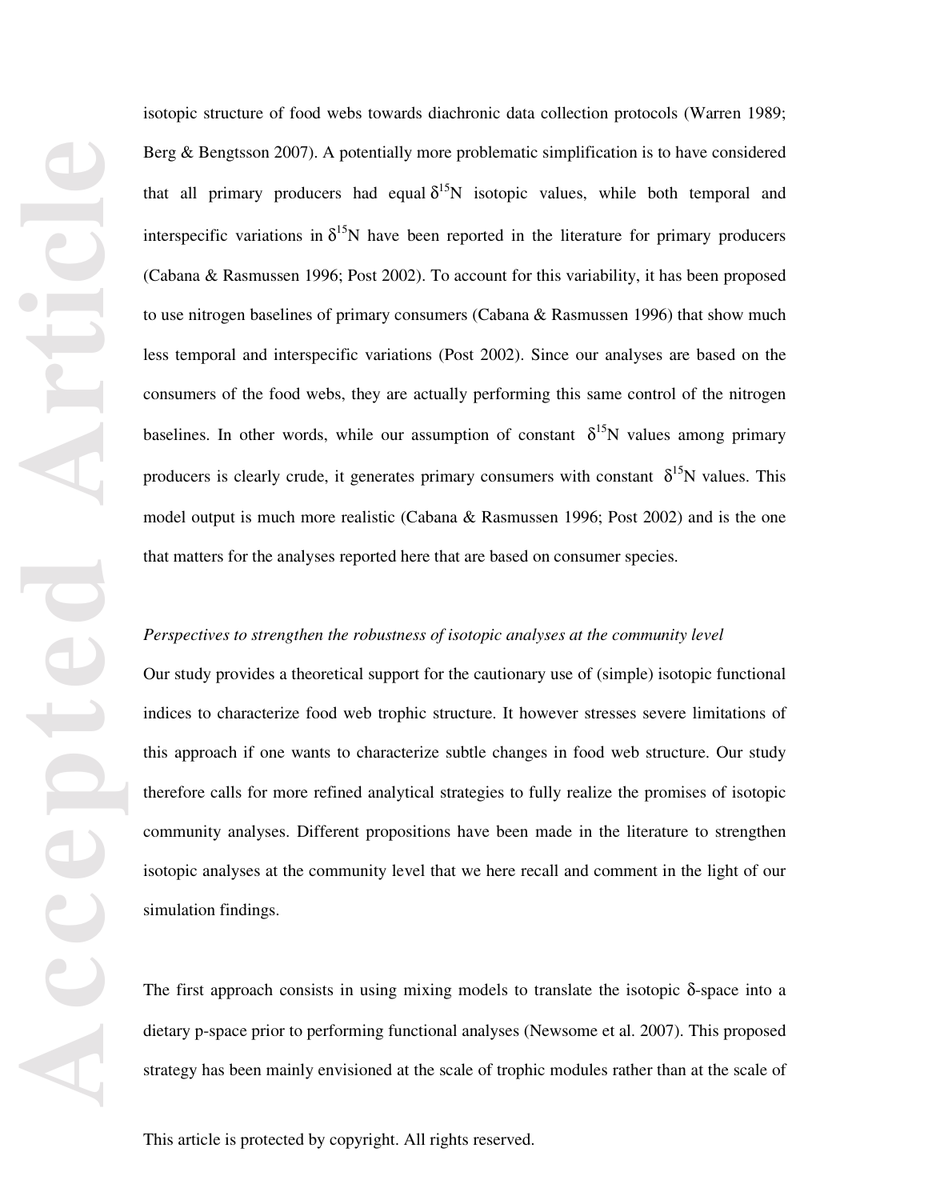isotopic structure of food webs towards diachronic data collection protocols (Warren 1989; Berg & Bengtsson 2007). A potentially more problematic simplification is to have considered that all primary producers had equal $\delta^{15}$N isotopic values, while both temporal and interspecific variations in $\delta^{15}$N have been reported in the literature for primary producers (Cabana & Rasmussen 1996; Post 2002). To account for this variability, it has been proposed to use nitrogen baselines of primary consumers (Cabana & Rasmussen 1996) that show much less temporal and interspecific variations (Post 2002). Since our analyses are based on the consumers of the food webs, they are actually performing this same control of the nitrogen baselines. In other words, while our assumption of constant $\delta^{15}$N values among primary producers is clearly crude, it generates primary consumers with constant $\delta^{15}$N values. This model output is much more realistic (Cabana & Rasmussen 1996; Post 2002) and is the one that matters for the analyses reported here that are based on consumer species.

*Perspectives to strengthen the robustness of isotopic analyses at the community level*

Our study provides a theoretical support for the cautionary use of (simple) isotopic functional indices to characterize food web trophic structure. It however stresses severe limitations of this approach if one wants to characterize subtle changes in food web structure. Our study therefore calls for more refined analytical strategies to fully realize the promises of isotopic community analyses. Different propositions have been made in the literature to strengthen isotopic analyses at the community level that we here recall and comment in the light of our simulation findings.

The first approach consists in using mixing models to translate the isotopic δ-space into a dietary p-space prior to performing functional analyses (Newsome et al. 2007). This proposed strategy has been mainly envisioned at the scale of trophic modules rather than at the scale of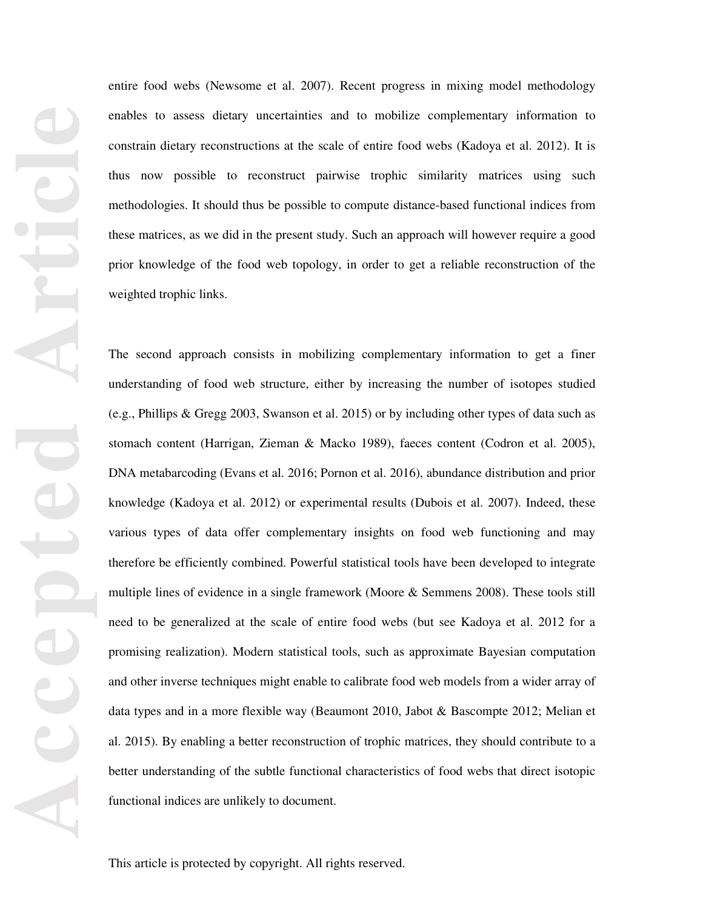entire food webs (Newsome et al. 2007). Recent progress in mixing model methodology enables to assess dietary uncertainties and to mobilize complementary information to constrain dietary reconstructions at the scale of entire food webs (Kadoya et al. 2012). It is thus now possible to reconstruct pairwise trophic similarity matrices using such methodologies. It should thus be possible to compute distance-based functional indices from these matrices, as we did in the present study. Such an approach will however require a good prior knowledge of the food web topology, in order to get a reliable reconstruction of the weighted trophic links.

The second approach consists in mobilizing complementary information to get a finer understanding of food web structure, either by increasing the number of isotopes studied (e.g., Phillips & Gregg 2003, Swanson et al. 2015) or by including other types of data such as stomach content (Harrigan, Zieman & Macko 1989), faeces content (Codron et al. 2005), DNA metabarcoding (Evans et al. 2016; Pornon et al. 2016), abundance distribution and prior knowledge (Kadoya et al. 2012) or experimental results (Dubois et al. 2007). Indeed, these various types of data offer complementary insights on food web functioning and may therefore be efficiently combined. Powerful statistical tools have been developed to integrate multiple lines of evidence in a single framework (Moore & Semmens 2008). These tools still need to be generalized at the scale of entire food webs (but see Kadoya et al. 2012 for a promising realization). Modern statistical tools, such as approximate Bayesian computation and other inverse techniques might enable to calibrate food web models from a wider array of data types and in a more flexible way (Beaumont 2010, Jabot & Bascompte 2012; Melian et al. 2015). By enabling a better reconstruction of trophic matrices, they should contribute to a better understanding of the subtle functional characteristics of food webs that direct isotopic functional indices are unlikely to document.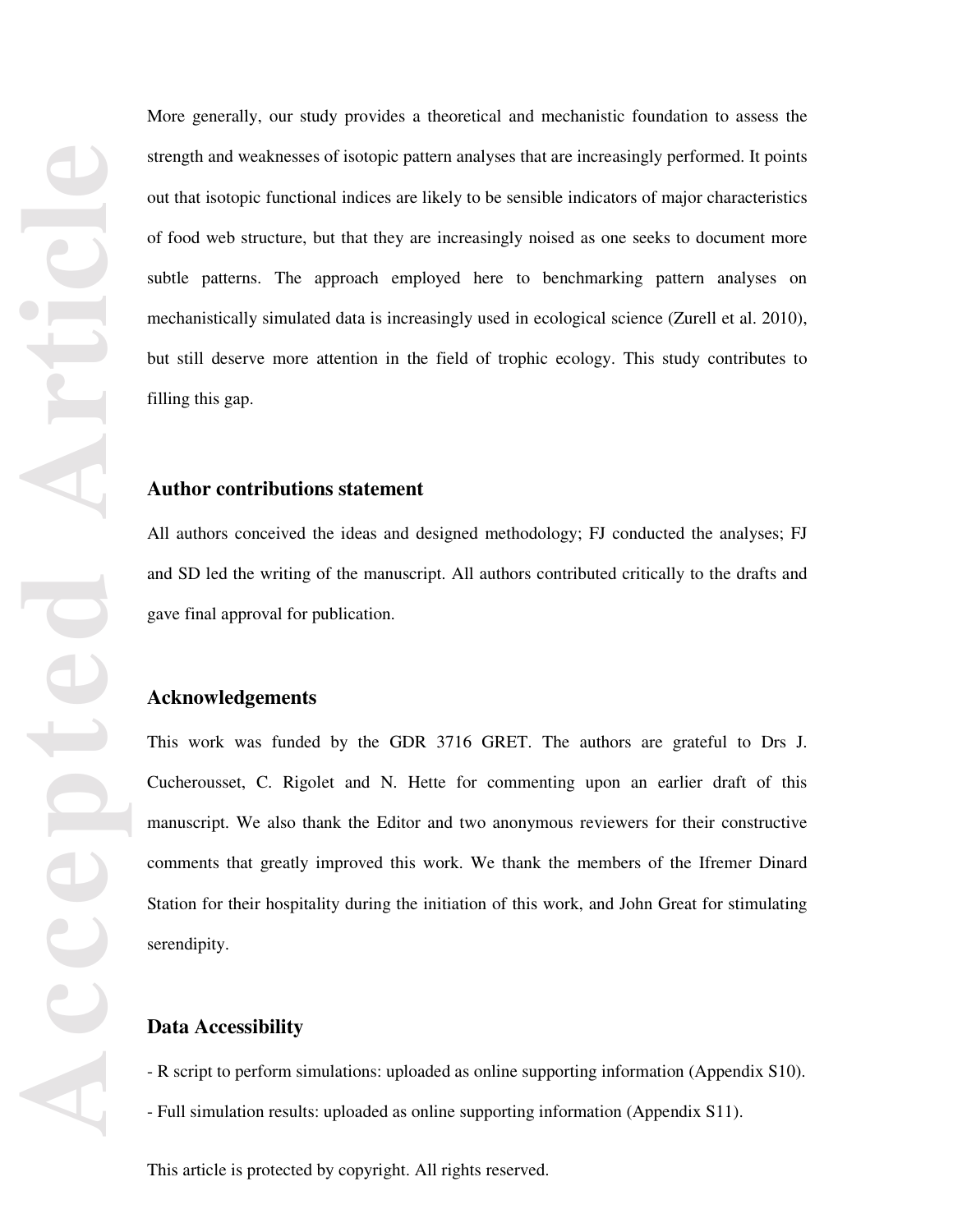More generally, our study provides a theoretical and mechanistic foundation to assess the strength and weaknesses of isotopic pattern analyses that are increasingly performed. It points out that isotopic functional indices are likely to be sensible indicators of major characteristics of food web structure, but that they are increasingly noised as one seeks to document more subtle patterns. The approach employed here to benchmarking pattern analyses on mechanistically simulated data is increasingly used in ecological science (Zurell et al. 2010), but still deserve more attention in the field of trophic ecology. This study contributes to filling this gap.

## Author contributions statement

All authors conceived the ideas and designed methodology; FJ conducted the analyses; FJ and SD led the writing of the manuscript. All authors contributed critically to the drafts and gave final approval for publication.

## Acknowledgements

This work was funded by the GDR 3716 GRET. The authors are grateful to Drs J. Cucherousset, C. Rigolet and N. Hette for commenting upon an earlier draft of this manuscript. We also thank the Editor and two anonymous reviewers for their constructive comments that greatly improved this work. We thank the members of the Ifremer Dinard Station for their hospitality during the initiation of this work, and John Great for stimulating serendipity.

## Data Accessibility

- R script to perform simulations: uploaded as online supporting information (Appendix S10).
- Full simulation results: uploaded as online supporting information (Appendix S11).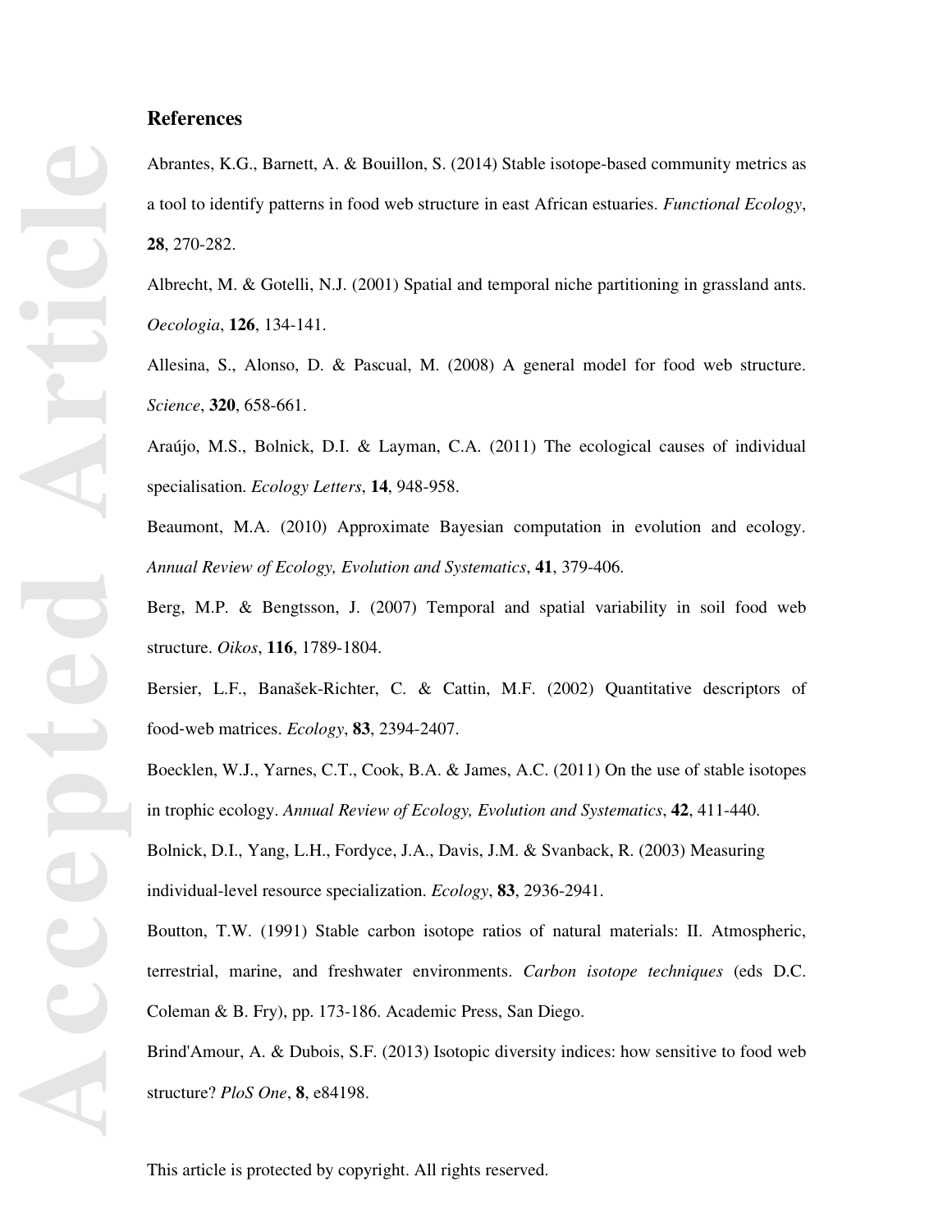## References

Abrantes, K.G., Barnett, A. & Bouillon, S. (2014) Stable isotope-based community metrics as a tool to identify patterns in food web structure in east African estuaries. *Functional Ecology*, **28**, 270-282.

Albrecht, M. & Gotelli, N.J. (2001) Spatial and temporal niche partitioning in grassland ants. *Oecologia*, **126**, 134-141.

Allesina, S., Alonso, D. & Pascual, M. (2008) A general model for food web structure. *Science*, **320**, 658-661.

Araújo, M.S., Bolnick, D.I. & Layman, C.A. (2011) The ecological causes of individual specialisation. *Ecology Letters*, **14**, 948-958.

Beaumont, M.A. (2010) Approximate Bayesian computation in evolution and ecology. *Annual Review of Ecology, Evolution and Systematics*, **41**, 379-406.

Berg, M.P. & Bengtsson, J. (2007) Temporal and spatial variability in soil food web structure. *Oikos*, **116**, 1789-1804.

Bersier, L.F., Banašek-Richter, C. & Cattin, M.F. (2002) Quantitative descriptors of food-web matrices. *Ecology*, **83**, 2394-2407.

Boecklen, W.J., Yarnes, C.T., Cook, B.A. & James, A.C. (2011) On the use of stable isotopes in trophic ecology. *Annual Review of Ecology, Evolution and Systematics*, **42**, 411-440.

Bolnick, D.I., Yang, L.H., Fordyce, J.A., Davis, J.M. & Svanback, R. (2003) Measuring individual-level resource specialization. *Ecology*, **83**, 2936-2941.

Boutton, T.W. (1991) Stable carbon isotope ratios of natural materials: II. Atmospheric, terrestrial, marine, and freshwater environments. *Carbon isotope techniques* (eds D.C. Coleman & B. Fry), pp. 173-186. Academic Press, San Diego.

Brind'Amour, A. & Dubois, S.F. (2013) Isotopic diversity indices: how sensitive to food web structure? *PloS One*, **8**, e84198.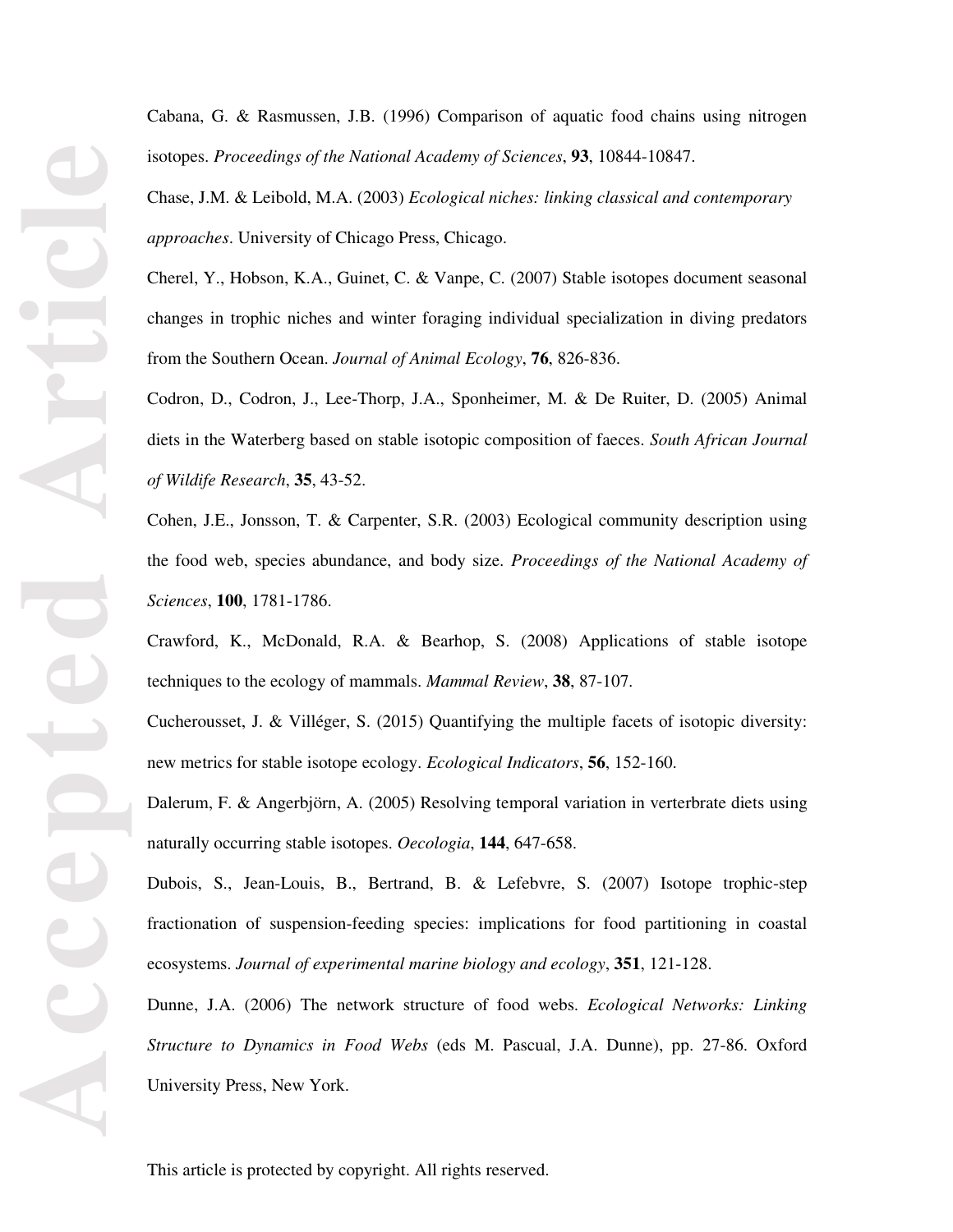Cabana, G. & Rasmussen, J.B. (1996) Comparison of aquatic food chains using nitrogen isotopes. *Proceedings of the National Academy of Sciences*, **93**, 10844-10847.

Chase, J.M. & Leibold, M.A. (2003) *Ecological niches: linking classical and contemporary approaches*. University of Chicago Press, Chicago.

Cherel, Y., Hobson, K.A., Guinet, C. & Vanpe, C. (2007) Stable isotopes document seasonal changes in trophic niches and winter foraging individual specialization in diving predators from the Southern Ocean. *Journal of Animal Ecology*, **76**, 826-836.

Codron, D., Codron, J., Lee-Thorp, J.A., Sponheimer, M. & De Ruiter, D. (2005) Animal diets in the Waterberg based on stable isotopic composition of faeces. *South African Journal of Wildife Research*, **35**, 43-52.

Cohen, J.E., Jonsson, T. & Carpenter, S.R. (2003) Ecological community description using the food web, species abundance, and body size. *Proceedings of the National Academy of Sciences*, **100**, 1781-1786.

Crawford, K., McDonald, R.A. & Bearhop, S. (2008) Applications of stable isotope techniques to the ecology of mammals. *Mammal Review*, **38**, 87-107.

Cucherousset, J. & Villéger, S. (2015) Quantifying the multiple facets of isotopic diversity: new metrics for stable isotope ecology. *Ecological Indicators*, **56**, 152-160.

Dalerum, F. & Angerbjörn, A. (2005) Resolving temporal variation in verterbrate diets using naturally occurring stable isotopes. *Oecologia*, **144**, 647-658.

Dubois, S., Jean-Louis, B., Bertrand, B. & Lefebvre, S. (2007) Isotope trophic-step fractionation of suspension-feeding species: implications for food partitioning in coastal ecosystems. *Journal of experimental marine biology and ecology*, **351**, 121-128.

Dunne, J.A. (2006) The network structure of food webs. *Ecological Networks: Linking Structure to Dynamics in Food Webs* (eds M. Pascual, J.A. Dunne), pp. 27-86. Oxford University Press, New York.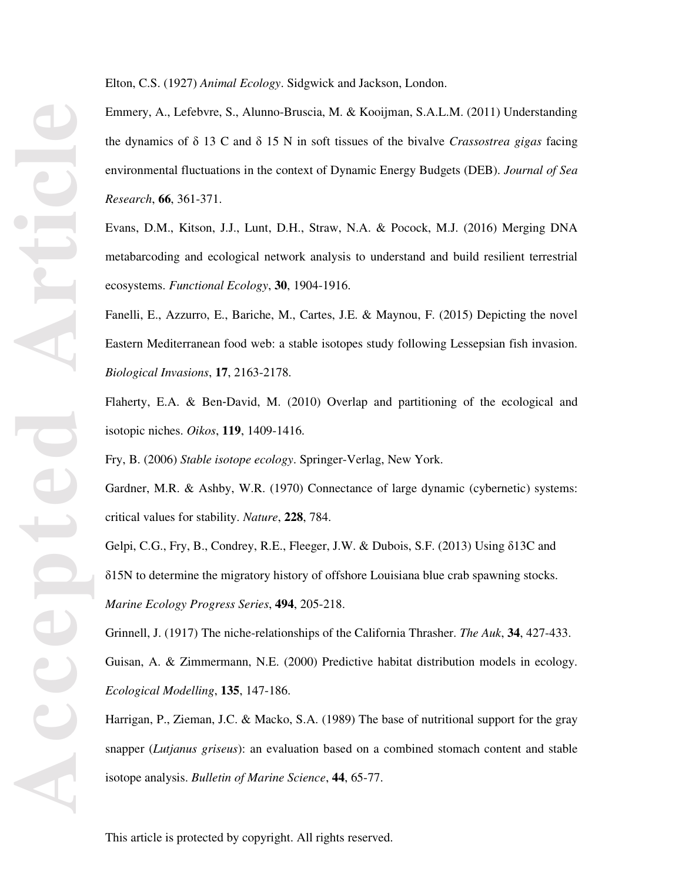Elton, C.S. (1927) *Animal Ecology*. Sidgwick and Jackson, London.

Emmery, A., Lefebvre, S., Alunno-Bruscia, M. & Kooijman, S.A.L.M. (2011) Understanding the dynamics of δ 13 C and δ 15 N in soft tissues of the bivalve *Crassostrea gigas* facing environmental fluctuations in the context of Dynamic Energy Budgets (DEB). *Journal of Sea Research*, **66**, 361-371.

Evans, D.M., Kitson, J.J., Lunt, D.H., Straw, N.A. & Pocock, M.J. (2016) Merging DNA metabarcoding and ecological network analysis to understand and build resilient terrestrial ecosystems. *Functional Ecology*, **30**, 1904-1916.

Fanelli, E., Azzurro, E., Bariche, M., Cartes, J.E. & Maynou, F. (2015) Depicting the novel Eastern Mediterranean food web: a stable isotopes study following Lessepsian fish invasion. *Biological Invasions*, **17**, 2163-2178.

Flaherty, E.A. & Ben-David, M. (2010) Overlap and partitioning of the ecological and isotopic niches. *Oikos*, **119**, 1409-1416.

Fry, B. (2006) *Stable isotope ecology*. Springer-Verlag, New York.

Gardner, M.R. & Ashby, W.R. (1970) Connectance of large dynamic (cybernetic) systems: critical values for stability. *Nature*, **228**, 784.

Gelpi, C.G., Fry, B., Condrey, R.E., Fleeger, J.W. & Dubois, S.F. (2013) Using δ13C and δ15N to determine the migratory history of offshore Louisiana blue crab spawning stocks. *Marine Ecology Progress Series*, **494**, 205-218.

Grinnell, J. (1917) The niche-relationships of the California Thrasher. *The Auk*, **34**, 427-433.

Guisan, A. & Zimmermann, N.E. (2000) Predictive habitat distribution models in ecology. *Ecological Modelling*, **135**, 147-186.

Harrigan, P., Zieman, J.C. & Macko, S.A. (1989) The base of nutritional support for the gray snapper (*Lutjanus griseus*): an evaluation based on a combined stomach content and stable isotope analysis. *Bulletin of Marine Science*, **44**, 65-77.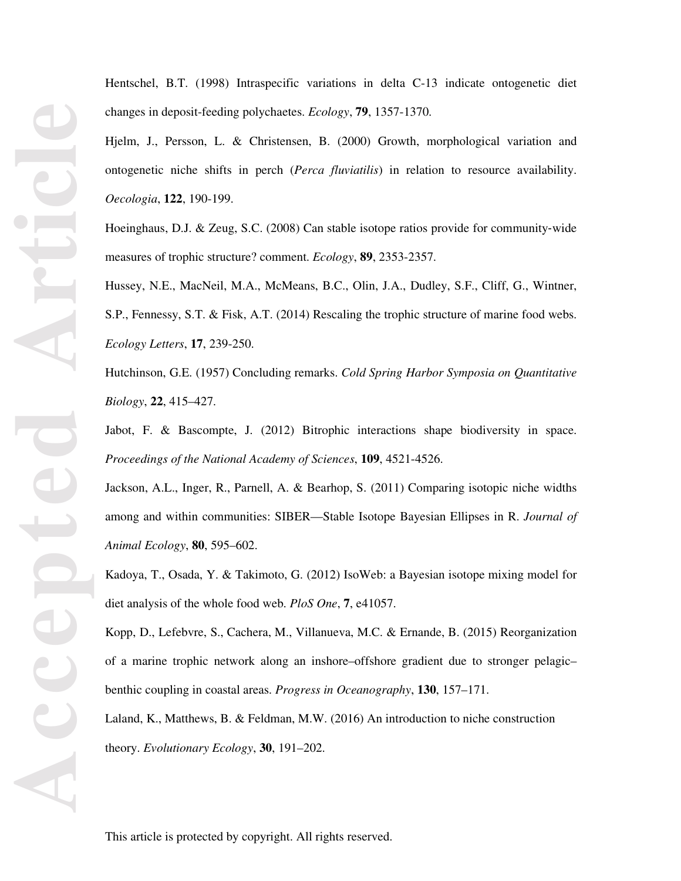Hentschel, B.T. (1998) Intraspecific variations in delta C-13 indicate ontogenetic diet changes in deposit-feeding polychaetes. *Ecology*, **79**, 1357-1370.

Hjelm, J., Persson, L. & Christensen, B. (2000) Growth, morphological variation and ontogenetic niche shifts in perch (*Perca fluviatilis*) in relation to resource availability. *Oecologia*, **122**, 190-199.

Hoeinghaus, D.J. & Zeug, S.C. (2008) Can stable isotope ratios provide for community-wide measures of trophic structure? comment. *Ecology*, **89**, 2353-2357.

Hussey, N.E., MacNeil, M.A., McMeans, B.C., Olin, J.A., Dudley, S.F., Cliff, G., Wintner, S.P., Fennessy, S.T. & Fisk, A.T. (2014) Rescaling the trophic structure of marine food webs. *Ecology Letters*, **17**, 239-250.

Hutchinson, G.E. (1957) Concluding remarks. *Cold Spring Harbor Symposia on Quantitative Biology*, **22**, 415–427.

Jabot, F. & Bascompte, J. (2012) Bitrophic interactions shape biodiversity in space. *Proceedings of the National Academy of Sciences*, **109**, 4521-4526.

Jackson, A.L., Inger, R., Parnell, A. & Bearhop, S. (2011) Comparing isotopic niche widths among and within communities: SIBER—Stable Isotope Bayesian Ellipses in R. *Journal of Animal Ecology*, **80**, 595–602.

Kadoya, T., Osada, Y. & Takimoto, G. (2012) IsoWeb: a Bayesian isotope mixing model for diet analysis of the whole food web. *PloS One*, **7**, e41057.

Kopp, D., Lefebvre, S., Cachera, M., Villanueva, M.C. & Ernande, B. (2015) Reorganization of a marine trophic network along an inshore–offshore gradient due to stronger pelagic–benthic coupling in coastal areas. *Progress in Oceanography*, **130**, 157–171.

Laland, K., Matthews, B. & Feldman, M.W. (2016) An introduction to niche construction theory. *Evolutionary Ecology*, **30**, 191–202.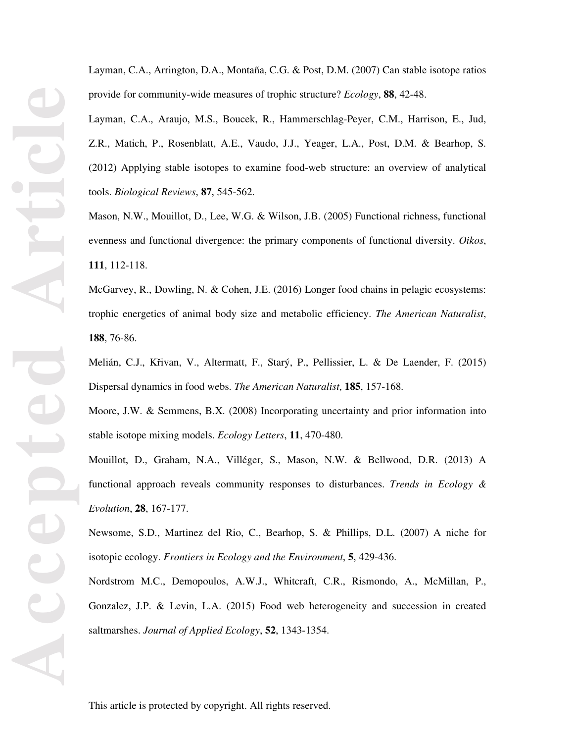Layman, C.A., Arrington, D.A., Montaña, C.G. & Post, D.M. (2007) Can stable isotope ratios provide for community-wide measures of trophic structure? *Ecology*, **88**, 42-48.

Layman, C.A., Araujo, M.S., Boucek, R., Hammerschlag-Peyer, C.M., Harrison, E., Jud, Z.R., Matich, P., Rosenblatt, A.E., Vaudo, J.J., Yeager, L.A., Post, D.M. & Bearhop, S. (2012) Applying stable isotopes to examine food-web structure: an overview of analytical tools. *Biological Reviews*, **87**, 545-562.

Mason, N.W., Mouillot, D., Lee, W.G. & Wilson, J.B. (2005) Functional richness, functional evenness and functional divergence: the primary components of functional diversity. *Oikos*, **111**, 112-118.

McGarvey, R., Dowling, N. & Cohen, J.E. (2016) Longer food chains in pelagic ecosystems: trophic energetics of animal body size and metabolic efficiency. *The American Naturalist*, **188**, 76-86.

Melián, C.J., Křivan, V., Altermatt, F., Starý, P., Pellissier, L. & De Laender, F. (2015) Dispersal dynamics in food webs. *The American Naturalist*, **185**, 157-168.

Moore, J.W. & Semmens, B.X. (2008) Incorporating uncertainty and prior information into stable isotope mixing models. *Ecology Letters*, **11**, 470-480.

Mouillot, D., Graham, N.A., Villéger, S., Mason, N.W. & Bellwood, D.R. (2013) A functional approach reveals community responses to disturbances. *Trends in Ecology & Evolution*, **28**, 167-177.

Newsome, S.D., Martinez del Rio, C., Bearhop, S. & Phillips, D.L. (2007) A niche for isotopic ecology. *Frontiers in Ecology and the Environment*, **5**, 429-436.

Nordstrom M.C., Demopoulos, A.W.J., Whitcraft, C.R., Rismondo, A., McMillan, P., Gonzalez, J.P. & Levin, L.A. (2015) Food web heterogeneity and succession in created saltmarshes. *Journal of Applied Ecology*, **52**, 1343-1354.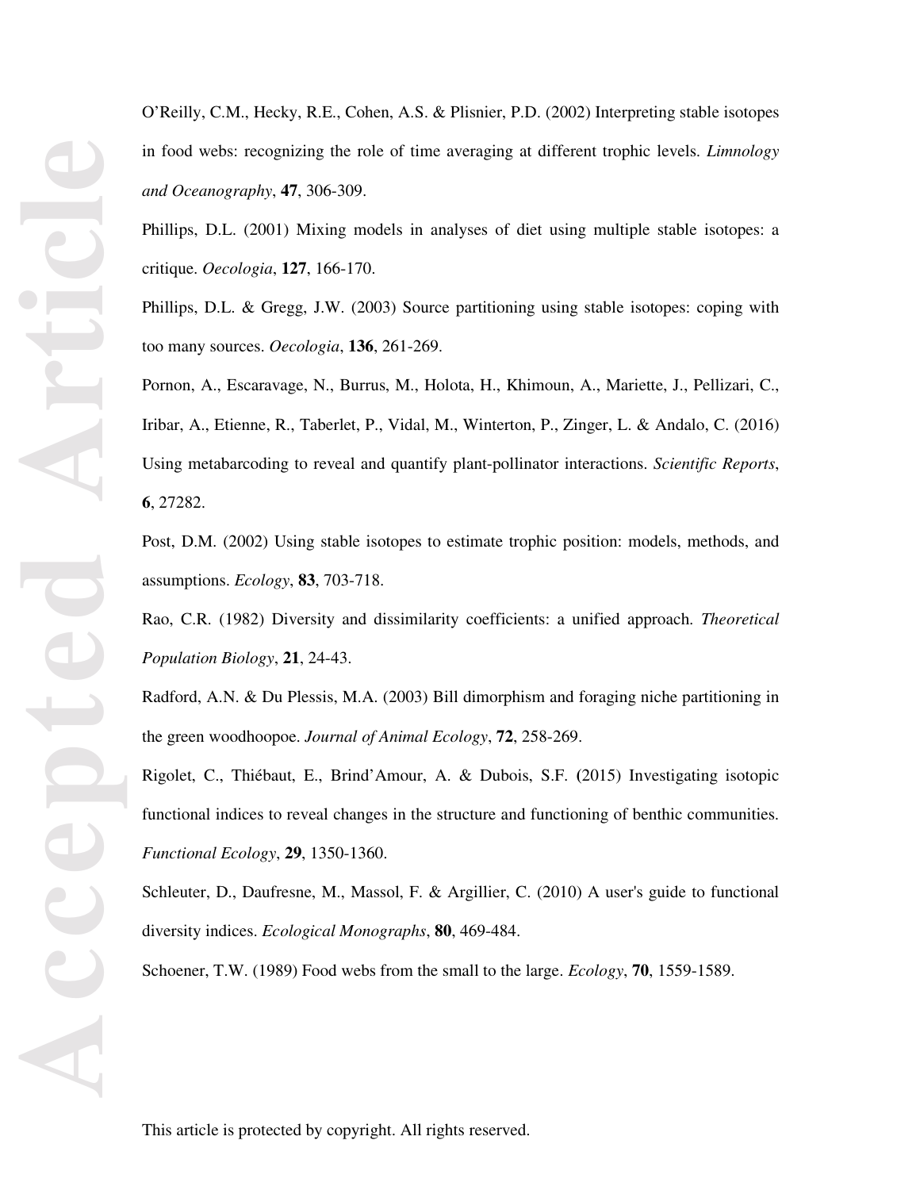O'Reilly, C.M., Hecky, R.E., Cohen, A.S. & Plisnier, P.D. (2002) Interpreting stable isotopes in food webs: recognizing the role of time averaging at different trophic levels. *Limnology and Oceanography*, **47**, 306-309.

Phillips, D.L. (2001) Mixing models in analyses of diet using multiple stable isotopes: a critique. *Oecologia*, **127**, 166-170.

Phillips, D.L. & Gregg, J.W. (2003) Source partitioning using stable isotopes: coping with too many sources. *Oecologia*, **136**, 261-269.

Pornon, A., Escaravage, N., Burrus, M., Holota, H., Khimoun, A., Mariette, J., Pellizari, C., Iribar, A., Etienne, R., Taberlet, P., Vidal, M., Winterton, P., Zinger, L. & Andalo, C. (2016) Using metabarcoding to reveal and quantify plant-pollinator interactions. *Scientific Reports*, **6**, 27282.

Post, D.M. (2002) Using stable isotopes to estimate trophic position: models, methods, and assumptions. *Ecology*, **83**, 703-718.

Rao, C.R. (1982) Diversity and dissimilarity coefficients: a unified approach. *Theoretical Population Biology*, **21**, 24-43.

Radford, A.N. & Du Plessis, M.A. (2003) Bill dimorphism and foraging niche partitioning in the green woodhoopoe. *Journal of Animal Ecology*, **72**, 258-269.

Rigolet, C., Thiébaut, E., Brind'Amour, A. & Dubois, S.F. (2015) Investigating isotopic functional indices to reveal changes in the structure and functioning of benthic communities. *Functional Ecology*, **29**, 1350-1360.

Schleuter, D., Daufresne, M., Massol, F. & Argillier, C. (2010) A user's guide to functional diversity indices. *Ecological Monographs*, **80**, 469-484.

Schoener, T.W. (1989) Food webs from the small to the large. *Ecology*, **70**, 1559-1589.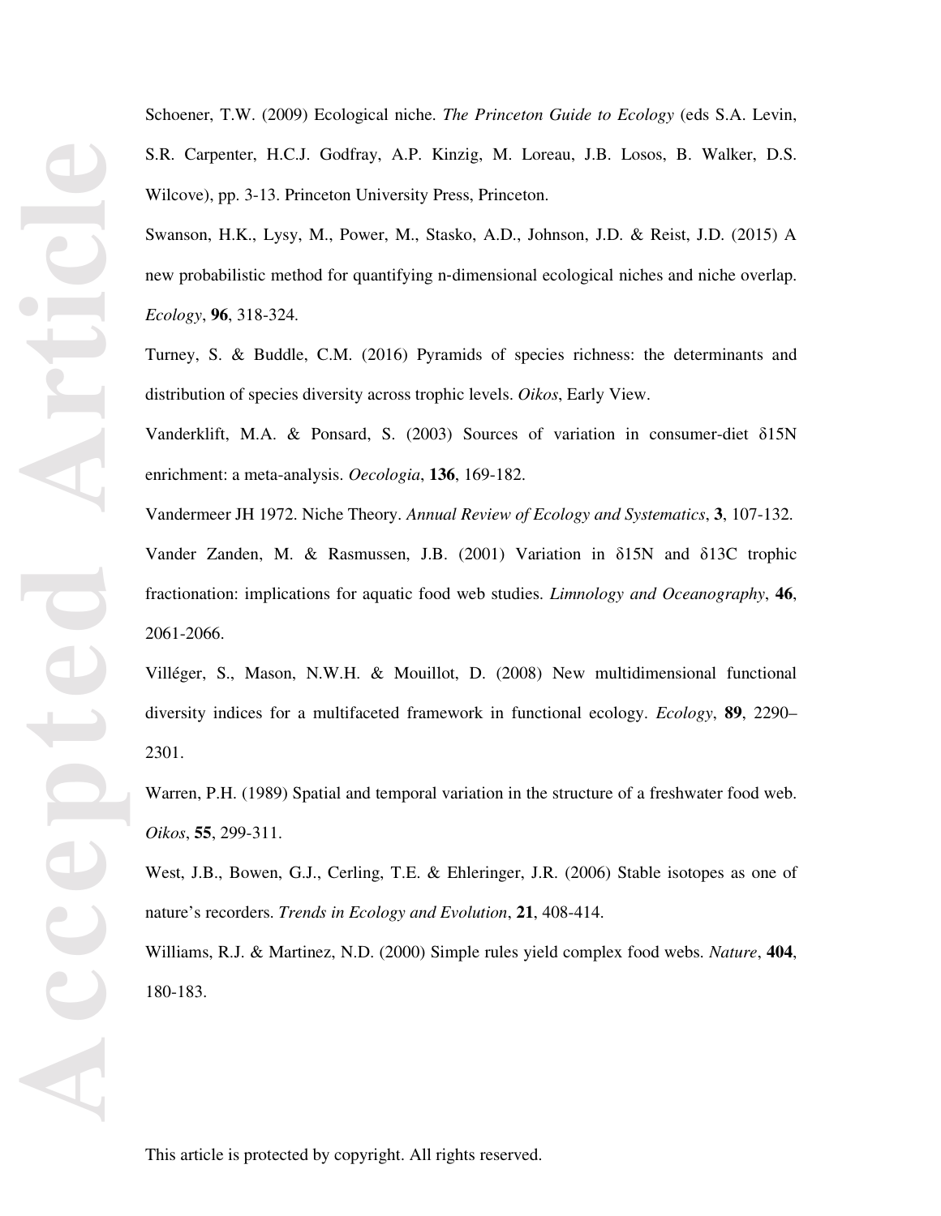Schoener, T.W. (2009) Ecological niche. *The Princeton Guide to Ecology* (eds S.A. Levin, S.R. Carpenter, H.C.J. Godfray, A.P. Kinzig, M. Loreau, J.B. Losos, B. Walker, D.S. Wilcove), pp. 3-13. Princeton University Press, Princeton.

Swanson, H.K., Lysy, M., Power, M., Stasko, A.D., Johnson, J.D. & Reist, J.D. (2015) A new probabilistic method for quantifying n-dimensional ecological niches and niche overlap. *Ecology*, **96**, 318-324.

Turney, S. & Buddle, C.M. (2016) Pyramids of species richness: the determinants and distribution of species diversity across trophic levels. *Oikos*, Early View.

Vanderklift, M.A. & Ponsard, S. (2003) Sources of variation in consumer-diet δ15N enrichment: a meta-analysis. *Oecologia*, **136**, 169-182.

Vandermeer JH 1972. Niche Theory. *Annual Review of Ecology and Systematics*, **3**, 107-132.

Vander Zanden, M. & Rasmussen, J.B. (2001) Variation in δ15N and δ13C trophic fractionation: implications for aquatic food web studies. *Limnology and Oceanography*, **46**, 2061-2066.

Villéger, S., Mason, N.W.H. & Mouillot, D. (2008) New multidimensional functional diversity indices for a multifaceted framework in functional ecology. *Ecology*, **89**, 2290–2301.

Warren, P.H. (1989) Spatial and temporal variation in the structure of a freshwater food web. *Oikos*, **55**, 299-311.

West, J.B., Bowen, G.J., Cerling, T.E. & Ehleringer, J.R. (2006) Stable isotopes as one of nature's recorders. *Trends in Ecology and Evolution*, **21**, 408-414.

Williams, R.J. & Martinez, N.D. (2000) Simple rules yield complex food webs. *Nature*, **404**, 180-183.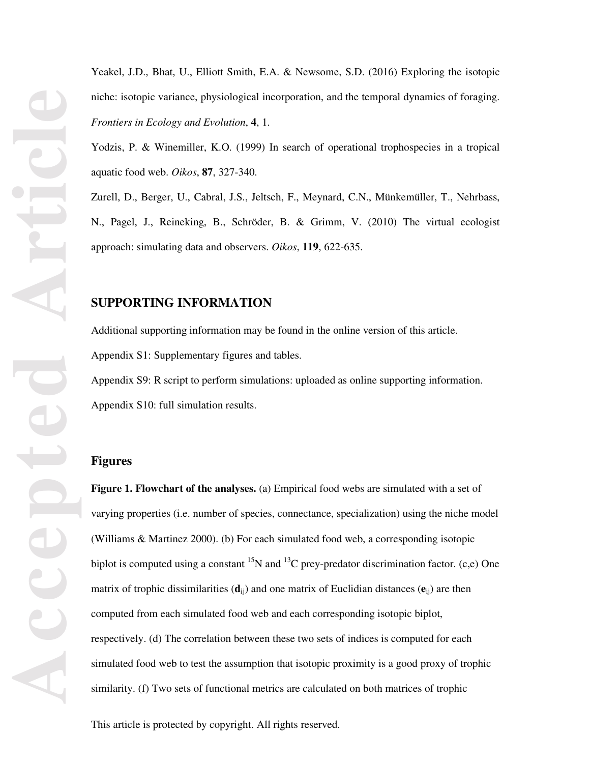Yeakel, J.D., Bhat, U., Elliott Smith, E.A. & Newsome, S.D. (2016) Exploring the isotopic niche: isotopic variance, physiological incorporation, and the temporal dynamics of foraging. *Frontiers in Ecology and Evolution*, **4**, 1.

Yodzis, P. & Winemiller, K.O. (1999) In search of operational trophospecies in a tropical aquatic food web. *Oikos*, **87**, 327-340.

Zurell, D., Berger, U., Cabral, J.S., Jeltsch, F., Meynard, C.N., Münkemüller, T., Nehrbass, N., Pagel, J., Reineking, B., Schröder, B. & Grimm, V. (2010) The virtual ecologist approach: simulating data and observers. *Oikos*, **119**, 622-635.

## SUPPORTING INFORMATION

Additional supporting information may be found in the online version of this article.

Appendix S1: Supplementary figures and tables.

Appendix S9: R script to perform simulations: uploaded as online supporting information.

Appendix S10: full simulation results.

## Figures

**Figure 1. Flowchart of the analyses.** (a) Empirical food webs are simulated with a set of varying properties (i.e. number of species, connectance, specialization) using the niche model (Williams & Martinez 2000). (b) For each simulated food web, a corresponding isotopic biplot is computed using a constant $^{15}N$ and $^{13}C$ prey-predator discrimination factor. (c,e) One matrix of trophic dissimilarities ($\mathbf{d}_{ij}$) and one matrix of Euclidian distances ($\mathbf{e}_{ij}$) are then computed from each simulated food web and each corresponding isotopic biplot, respectively. (d) The correlation between these two sets of indices is computed for each simulated food web to test the assumption that isotopic proximity is a good proxy of trophic similarity. (f) Two sets of functional metrics are calculated on both matrices of trophic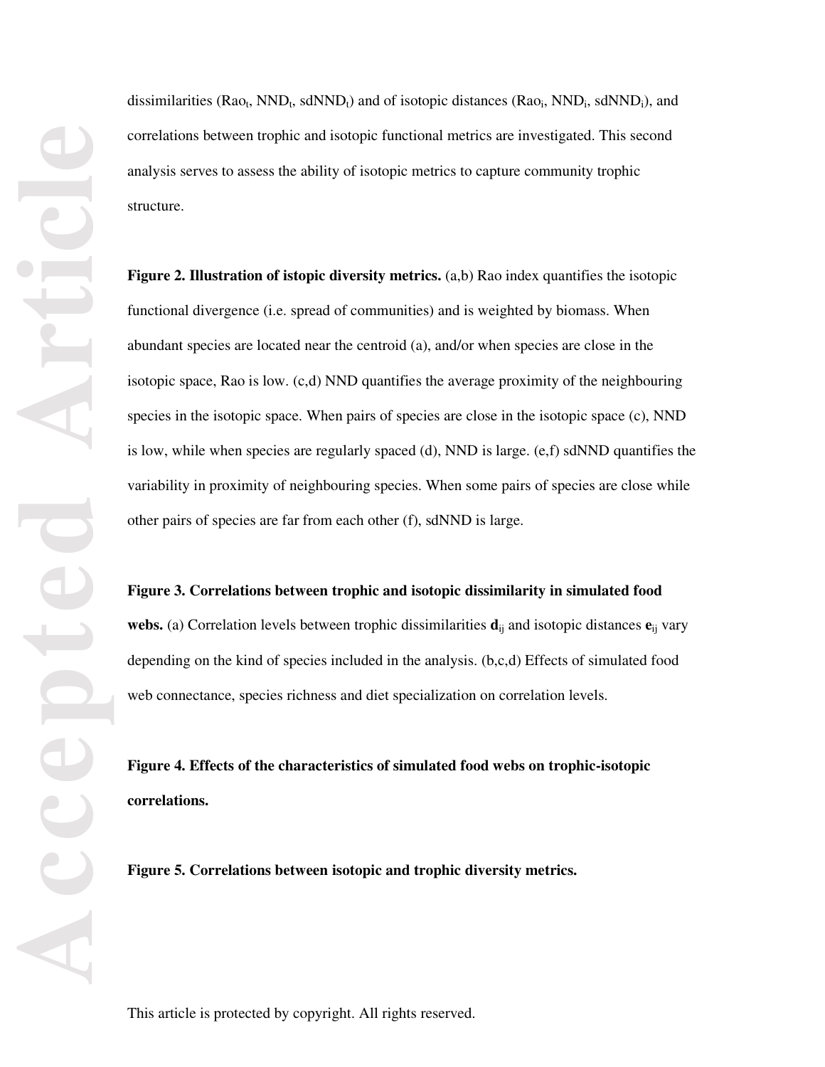dissimilarities ($Rao_t$, $NND_t$, $sdNND_t$) and of isotopic distances ($Rao_i$, $NND_i$, $sdNND_i$), and correlations between trophic and isotopic functional metrics are investigated. This second analysis serves to assess the ability of isotopic metrics to capture community trophic structure.

**Figure 2. Illustration of istopic diversity metrics.** (a,b) Rao index quantifies the isotopic functional divergence (i.e. spread of communities) and is weighted by biomass. When abundant species are located near the centroid (a), and/or when species are close in the isotopic space, Rao is low. (c,d) NND quantifies the average proximity of the neighbouring species in the isotopic space. When pairs of species are close in the isotopic space (c), NND is low, while when species are regularly spaced (d), NND is large. (e,f) sdNND quantifies the variability in proximity of neighbouring species. When some pairs of species are close while other pairs of species are far from each other (f), sdNND is large.

**Figure 3. Correlations between trophic and isotopic dissimilarity in simulated food webs.** (a) Correlation levels between trophic dissimilarities $\mathbf{d}_{ij}$ and isotopic distances $\mathbf{e}_{ij}$ vary depending on the kind of species included in the analysis. (b,c,d) Effects of simulated food web connectance, species richness and diet specialization on correlation levels.

**Figure 4. Effects of the characteristics of simulated food webs on trophic-isotopic correlations.**

**Figure 5. Correlations between isotopic and trophic diversity metrics.**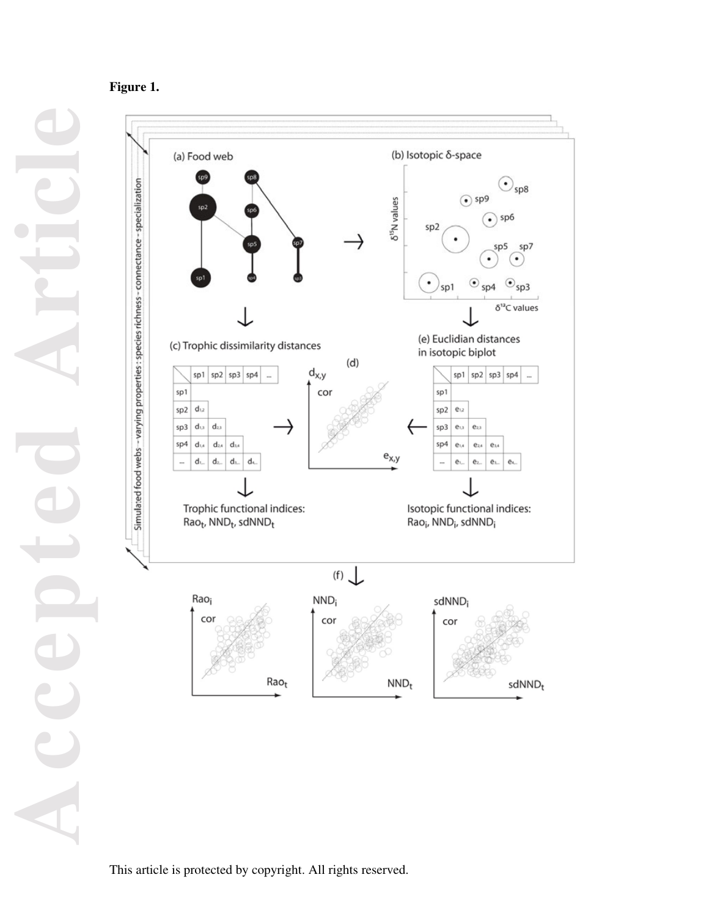**Figure 1.**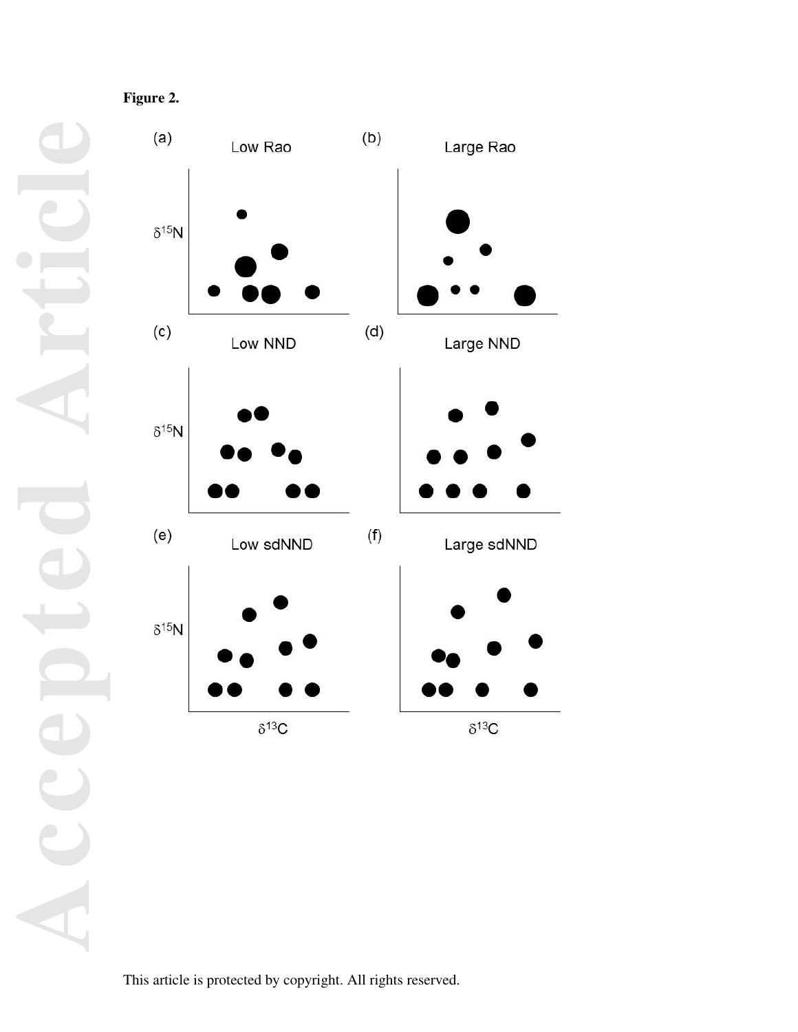**Figure 2.**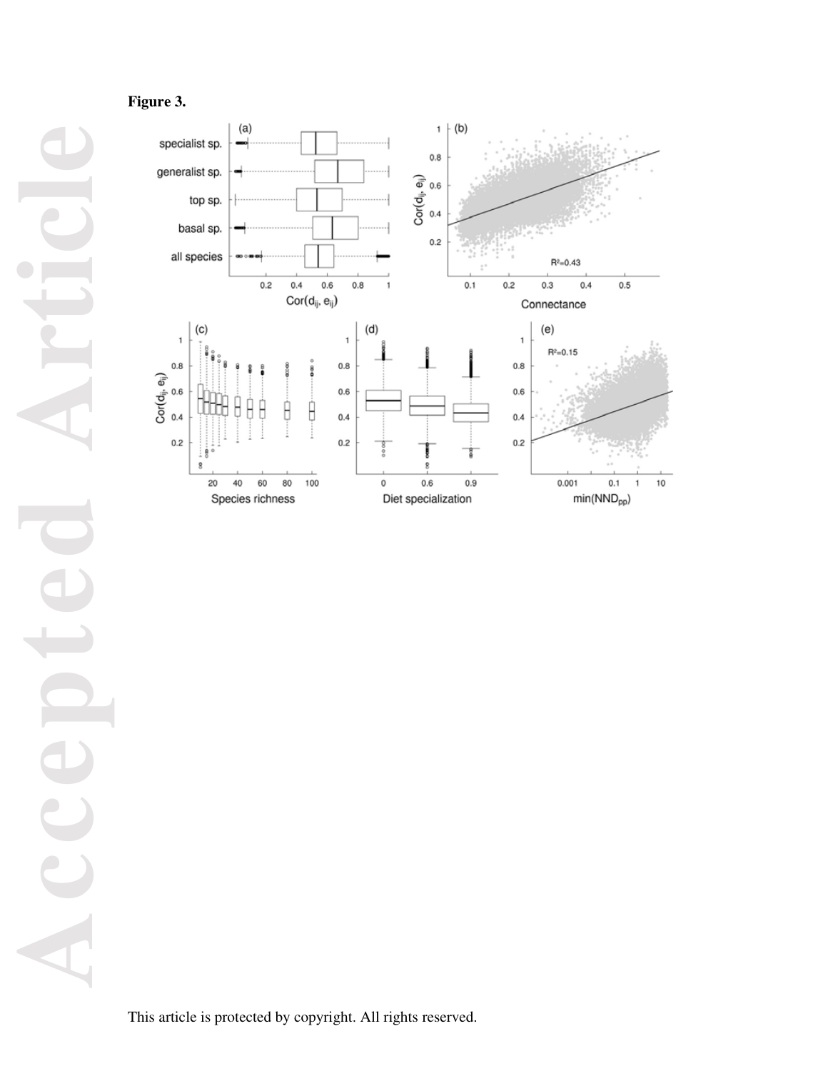**Figure 3.**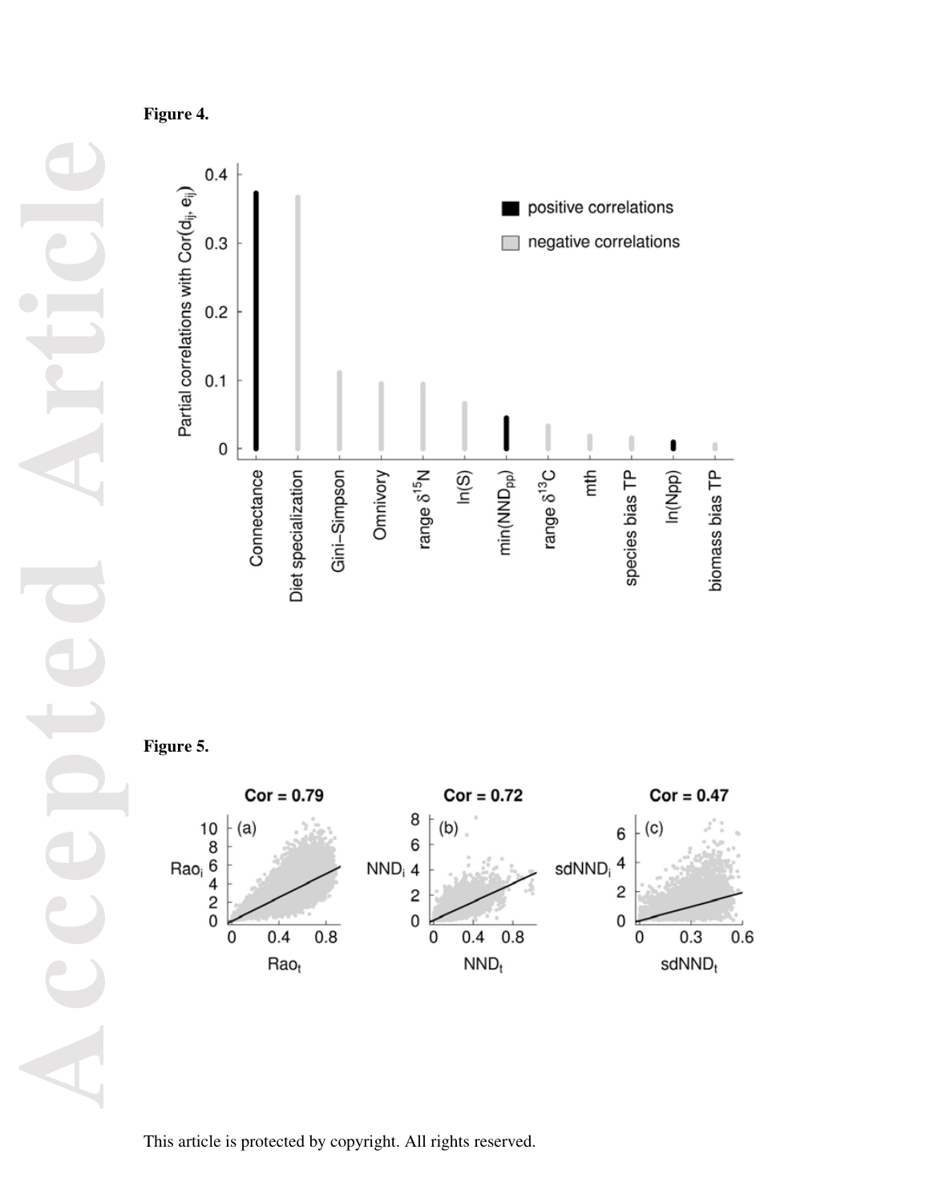**Figure 4.**

Partial correlations with Cor($d_{ij}$, $e_{ij}$)

0.4
0.3
0.2
0.1
0

positive correlations
negative correlations

Connectance
Diet specialization
Gini–Simpson
Omnivory
range $\delta^{15}N$
ln(S)
min($NND_{pp}$)
range $\delta^{13}C$
mth
species bias TP
ln(Npp)
biomass bias TP

**Figure 5.**

Cor = 0.79
(a)
$Rao_i$
10
8
6
4
2
0
0
0.4
0.8
$Rao_t$

Cor = 0.72
(b)
$NND_i$
8
6
4
2
0
0
0.4
0.8
$NND_t$

Cor = 0.47
(c)
$sdNND_i$
6
4
2
0
0
0.3
0.6
$sdNND_t$